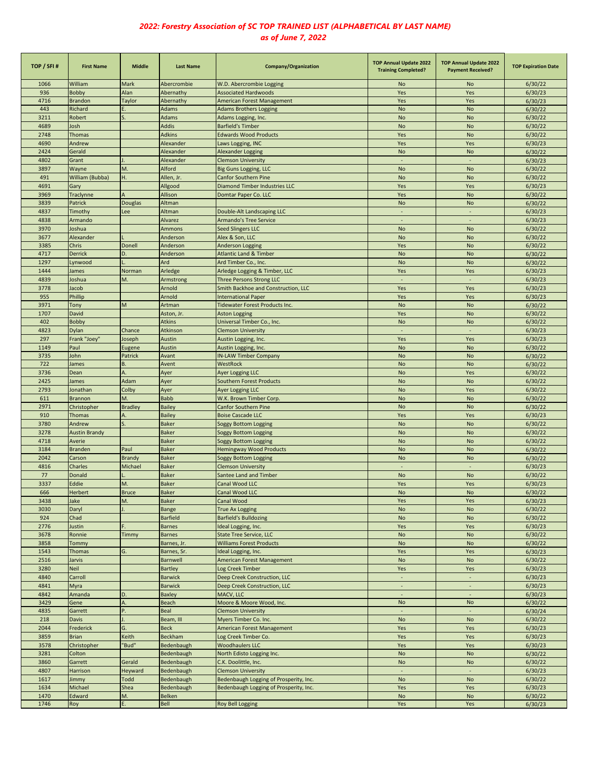# *2022: Forestry Association of SC TOP TRAINED LIST (ALPHABETICAL BY LAST NAME)*
# *as of June 7, 2022*

| TOP / SFI # | First Name | Middle | Last Name | Company/Organization | TOP Annual Update 2022 Training Completed? | TOP Annual Update 2022 Payment Received? | TOP Expiration Date |
|---|---|---|---|---|---|---|---|
| 1066 | William | Mark | Abercrombie | W.D. Abercrombie Logging | No | No | 6/30/22 |
| 936 | Bobby | Alan | Abernathy | Associated Hardwoods | Yes | Yes | 6/30/23 |
| 4716 | Brandon | Taylor | Abernathy | American Forest Management | Yes | Yes | 6/30/23 |
| 443 | Richard | E. | Adams | Adams Brothers Logging | No | No | 6/30/22 |
| 3211 | Robert | S. | Adams | Adams Logging, Inc. | No | No | 6/30/22 |
| 4689 | Josh | | Addis | Barfield's Timber | No | No | 6/30/22 |
| 2748 | Thomas | | Adkins | Edwards Wood Products | Yes | No | 6/30/22 |
| 4690 | Andrew | | Alexander | Laws Logging, INC | Yes | Yes | 6/30/23 |
| 2424 | Gerald | | Alexander | Alexander Logging | No | No | 6/30/22 |
| 4802 | Grant | J. | Alexander | Clemson University | - | - | 6/30/23 |
| 3897 | Wayne | M. | Alford | Big Guns Logging, LLC | No | No | 6/30/22 |
| 491 | William (Bubba) | H. | Allen, Jr. | Canfor Southern Pine | No | No | 6/30/22 |
| 4691 | Gary | | Allgood | Diamond Timber Industries LLC | Yes | Yes | 6/30/23 |
| 3969 | Traclynne | A | Allison | Domtar Paper Co. LLC | Yes | No | 6/30/22 |
| 3839 | Patrick | Douglas | Altman | | No | No | 6/30/22 |
| 4837 | Timothy | Lee | Altman | Double-Alt Landscaping LLC | - | - | 6/30/23 |
| 4838 | Armando | | Alvarez | Armando's Tree Service | - | - | 6/30/23 |
| 3970 | Joshua | | Ammons | Seed Slingers LLC | No | No | 6/30/22 |
| 3677 | Alexander | L | Anderson | Alex & Son, LLC | No | No | 6/30/22 |
| 3385 | Chris | Donell | Anderson | Anderson Logging | Yes | No | 6/30/22 |
| 4717 | Derrick | D. | Anderson | Atlantic Land & Timber | No | No | 6/30/22 |
| 1297 | Lynwood | L. | Ard | Ard Timber Co., Inc. | No | No | 6/30/22 |
| 1444 | James | Norman | Arledge | Arledge Logging & Timber, LLC | Yes | Yes | 6/30/23 |
| 4839 | Joshua | M. | Armstrong | Three Persons Strong LLC | - | - | 6/30/23 |
| 3778 | Jacob | | Arnold | Smith Backhoe and Construction, LLC | Yes | Yes | 6/30/23 |
| 955 | Phillip | | Arnold | International Paper | Yes | Yes | 6/30/23 |
| 3971 | Tony | M | Artman | Tidewater Forest Products Inc. | No | No | 6/30/22 |
| 1707 | David | | Aston, Jr. | Aston Logging | Yes | No | 6/30/22 |
| 402 | Bobby | | Atkins | Universal Timber Co., Inc. | No | No | 6/30/22 |
| 4823 | Dylan | Chance | Atkinson | Clemson University | - | - | 6/30/23 |
| 297 | Frank "Joey" | Joseph | Austin | Austin Logging, Inc. | Yes | Yes | 6/30/23 |
| 1149 | Paul | Eugene | Austin | Austin Logging, Inc. | No | No | 6/30/22 |
| 3735 | John | Patrick | Avant | IN-LAW Timber Company | No | No | 6/30/22 |
| 722 | James | B. | Avent | WestRock | No | No | 6/30/22 |
| 3736 | Dean | A. | Ayer | Ayer Logging LLC | No | Yes | 6/30/22 |
| 2425 | James | Adam | Ayer | Southern Forest Products | No | No | 6/30/22 |
| 2793 | Jonathan | Colby | Ayer | Ayer Logging LLC | No | Yes | 6/30/22 |
| 611 | Brannon | M. | Babb | W.K. Brown Timber Corp. | No | No | 6/30/22 |
| 2971 | Christopher | Bradley | Bailey | Canfor Southern Pine | No | No | 6/30/22 |
| 910 | Thomas | A. | Bailey | Boise Cascade LLC | Yes | Yes | 6/30/23 |
| 3780 | Andrew | S. | Baker | Soggy Bottom Logging | No | No | 6/30/22 |
| 3278 | Austin Brandy | | Baker | Soggy Bottom Logging | No | No | 6/30/22 |
| 4718 | Averie | | Baker | Soggy Bottom Logging | No | No | 6/30/22 |
| 3184 | Branden | Paul | Baker | Hemingway Wood Products | No | No | 6/30/22 |
| 2042 | Carson | Brandy | Baker | Soggy Bottom Logging | No | No | 6/30/22 |
| 4816 | Charles | Michael | Baker | Clemson University | - | - | 6/30/23 |
| 77 | Donald | L. | Baker | Santee Land and Timber | No | No | 6/30/22 |
| 3337 | Eddie | M. | Baker | Canal Wood LLC | Yes | Yes | 6/30/23 |
| 666 | Herbert | Bruce | Baker | Canal Wood LLC | No | No | 6/30/22 |
| 3438 | Jake | M. | Baker | Canal Wood | Yes | Yes | 6/30/23 |
| 3030 | Daryl | J. | Bange | True Ax Logging | No | No | 6/30/22 |
| 924 | Chad | | Barfield | Barfield's Bulldozing | No | No | 6/30/22 |
| 2776 | Justin | F. | Barnes | Ideal Logging, Inc. | Yes | Yes | 6/30/23 |
| 3678 | Ronnie | Timmy | Barnes | State Tree Service, LLC | No | No | 6/30/22 |
| 3858 | Tommy | | Barnes, Jr. | Williams Forest Products | No | No | 6/30/22 |
| 1543 | Thomas | G. | Barnes, Sr. | Ideal Logging, Inc. | Yes | Yes | 6/30/23 |
| 2516 | Jarvis | | Barnwell | American Forest Management | No | No | 6/30/22 |
| 3280 | Neil | | Bartley | Log Creek Timber | Yes | Yes | 6/30/23 |
| 4840 | Carroll | | Barwick | Deep Creek Construction, LLC | - | - | 6/30/23 |
| 4841 | Myra | | Barwick | Deep Creek Construction, LLC | - | - | 6/30/23 |
| 4842 | Amanda | D. | Baxley | MACV, LLC | - | - | 6/30/23 |
| 3429 | Gene | A. | Beach | Moore & Moore Wood, Inc. | No | No | 6/30/22 |
| 4835 | Garrett | P. | Beal | Clemson University | - | - | 6/30/24 |
| 218 | Davis | J. | Beam, III | Myers Timber Co. Inc. | No | No | 6/30/22 |
| 2044 | Frederick | G. | Beck | American Forest Management | Yes | Yes | 6/30/23 |
| 3859 | Brian | Keith | Beckham | Log Creek Timber Co. | Yes | Yes | 6/30/23 |
| 3578 | Christopher | "Bud" | Bedenbaugh | Woodhaulers LLC | Yes | Yes | 6/30/23 |
| 3281 | Colton | | Bedenbaugh | North Edisto Logging Inc. | No | No | 6/30/22 |
| 3860 | Garrett | Gerald | Bedenbaugh | C.K. Doolittle, Inc. | No | No | 6/30/22 |
| 4807 | Harrison | Heyward | Bedenbaugh | Clemson University | - | - | 6/30/23 |
| 1617 | Jimmy | Todd | Bedenbaugh | Bedenbaugh Logging of Prosperity, Inc. | No | No | 6/30/22 |
| 1634 | Michael | Shea | Bedenbaugh | Bedenbaugh Logging of Prosperity, Inc. | Yes | Yes | 6/30/23 |
| 1470 | Edward | M. | Belken | | No | No | 6/30/22 |
| 1746 | Roy | E. | Bell | Roy Bell Logging | Yes | Yes | 6/30/23 |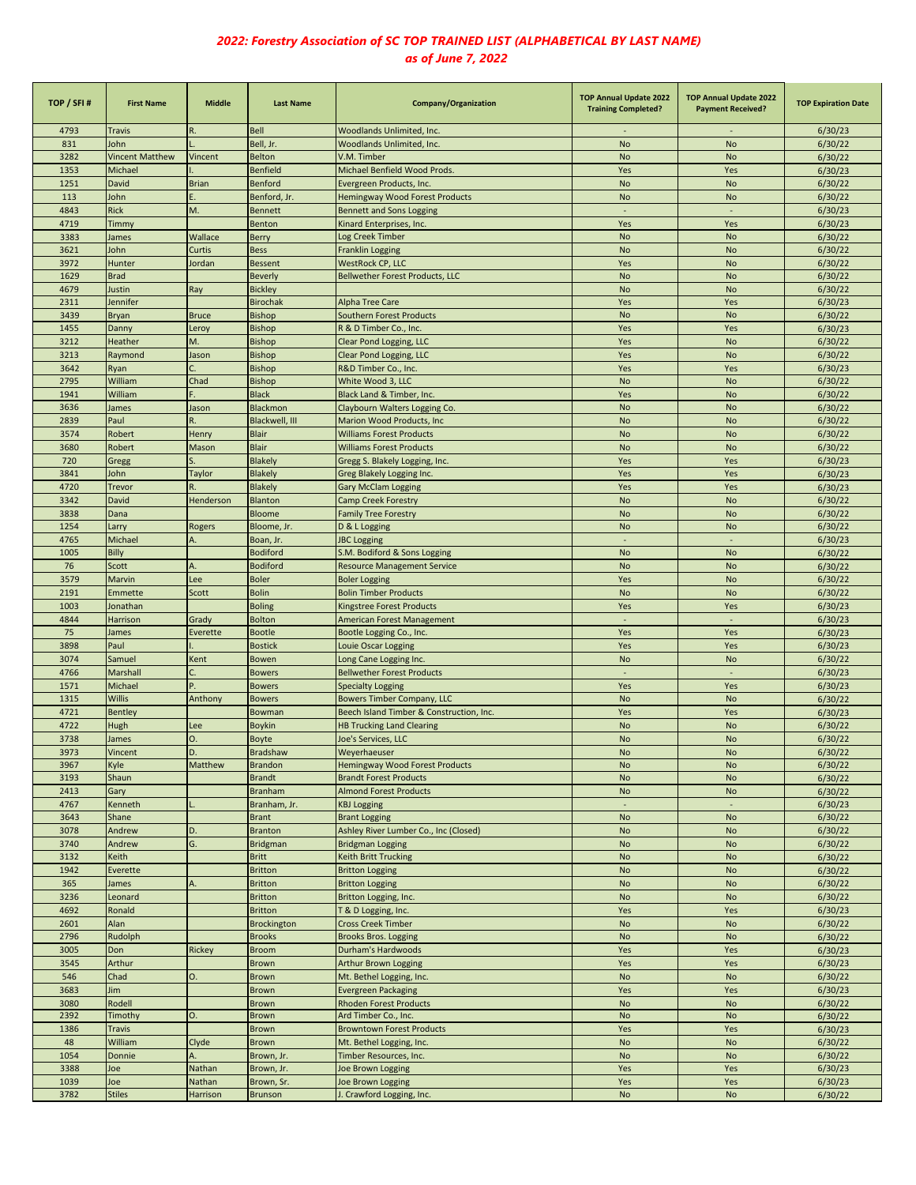# 2022: Forestry Association of SC TOP TRAINED LIST (ALPHABETICAL BY LAST NAME)
## as of June 7, 2022

| TOP / SFI # | First Name | Middle | Last Name | Company/Organization | TOP Annual Update 2022 Training Completed? | TOP Annual Update 2022 Payment Received? | TOP Expiration Date |
|---|---|---|---|---|---|---|---|
| 4793 | Travis | R. | Bell | Woodlands Unlimited, Inc. | - | - | 6/30/23 |
| 831 | John | L. | Bell, Jr. | Woodlands Unlimited, Inc. | No | No | 6/30/22 |
| 3282 | Vincent Matthew | Vincent | Belton | V.M. Timber | No | No | 6/30/22 |
| 1353 | Michael | I. | Benfield | Michael Benfield Wood Prods. | Yes | Yes | 6/30/23 |
| 1251 | David | Brian | Benford | Evergreen Products, Inc. | No | No | 6/30/22 |
| 113 | John | E. | Benford, Jr. | Hemingway Wood Forest Products | No | No | 6/30/22 |
| 4843 | Rick | M. | Bennett | Bennett and Sons Logging | - | - | 6/30/23 |
| 4719 | Timmy | | Benton | Kinard Enterprises, Inc. | Yes | Yes | 6/30/23 |
| 3383 | James | Wallace | Berry | Log Creek Timber | No | No | 6/30/22 |
| 3621 | John | Curtis | Bess | Franklin Logging | No | No | 6/30/22 |
| 3972 | Hunter | Jordan | Bessent | WestRock CP, LLC | Yes | No | 6/30/22 |
| 1629 | Brad | | Beverly | Bellwether Forest Products, LLC | No | No | 6/30/22 |
| 4679 | Justin | Ray | Bickley | | No | No | 6/30/22 |
| 2311 | Jennifer | | Birochak | Alpha Tree Care | Yes | Yes | 6/30/23 |
| 3439 | Bryan | Bruce | Bishop | Southern Forest Products | No | No | 6/30/22 |
| 1455 | Danny | Leroy | Bishop | R & D Timber Co., Inc. | Yes | Yes | 6/30/23 |
| 3212 | Heather | M. | Bishop | Clear Pond Logging, LLC | Yes | No | 6/30/22 |
| 3213 | Raymond | Jason | Bishop | Clear Pond Logging, LLC | Yes | No | 6/30/22 |
| 3642 | Ryan | C. | Bishop | R&D Timber Co., Inc. | Yes | Yes | 6/30/23 |
| 2795 | William | Chad | Bishop | White Wood 3, LLC | No | No | 6/30/22 |
| 1941 | William | F. | Black | Black Land & Timber, Inc. | Yes | No | 6/30/22 |
| 3636 | James | Jason | Blackmon | Claybourn Walters Logging Co. | No | No | 6/30/22 |
| 2839 | Paul | R. | Blackwell, III | Marion Wood Products, Inc | No | No | 6/30/22 |
| 3574 | Robert | Henry | Blair | Williams Forest Products | No | No | 6/30/22 |
| 3680 | Robert | Mason | Blair | Williams Forest Products | No | No | 6/30/22 |
| 720 | Gregg | S. | Blakely | Gregg S. Blakely Logging, Inc. | Yes | Yes | 6/30/23 |
| 3841 | John | Taylor | Blakely | Greg Blakely Logging Inc. | Yes | Yes | 6/30/23 |
| 4720 | Trevor | R. | Blakely | Gary McClam Logging | Yes | Yes | 6/30/23 |
| 3342 | David | Henderson | Blanton | Camp Creek Forestry | No | No | 6/30/22 |
| 3838 | Dana | | Bloome | Family Tree Forestry | No | No | 6/30/22 |
| 1254 | Larry | Rogers | Bloome, Jr. | D & L Logging | No | No | 6/30/22 |
| 4765 | Michael | A. | Boan, Jr. | JBC Logging | - | - | 6/30/23 |
| 1005 | Billy | | Bodiford | S.M. Bodiford & Sons Logging | No | No | 6/30/22 |
| 76 | Scott | A. | Bodiford | Resource Management Service | No | No | 6/30/22 |
| 3579 | Marvin | Lee | Boler | Boler Logging | Yes | No | 6/30/22 |
| 2191 | Emmette | Scott | Bolin | Bolin Timber Products | No | No | 6/30/22 |
| 1003 | Jonathan | | Boling | Kingstree Forest Products | Yes | Yes | 6/30/23 |
| 4844 | Harrison | Grady | Bolton | American Forest Management | - | - | 6/30/23 |
| 75 | James | Everette | Bootle | Bootle Logging Co., Inc. | Yes | Yes | 6/30/23 |
| 3898 | Paul | I. | Bostick | Louie Oscar Logging | Yes | Yes | 6/30/23 |
| 3074 | Samuel | Kent | Bowen | Long Cane Logging Inc. | No | No | 6/30/22 |
| 4766 | Marshall | C. | Bowers | Bellwether Forest Products | - | - | 6/30/23 |
| 1571 | Michael | P. | Bowers | Specialty Logging | Yes | Yes | 6/30/23 |
| 1315 | Willis | Anthony | Bowers | Bowers Timber Company, LLC | No | No | 6/30/22 |
| 4721 | Bentley | | Bowman | Beech Island Timber & Construction, Inc. | Yes | Yes | 6/30/23 |
| 4722 | Hugh | Lee | Boykin | HB Trucking Land Clearing | No | No | 6/30/22 |
| 3738 | James | O. | Boyte | Joe's Services, LLC | No | No | 6/30/22 |
| 3973 | Vincent | D. | Bradshaw | Weyerhaeuser | No | No | 6/30/22 |
| 3967 | Kyle | Matthew | Brandon | Hemingway Wood Forest Products | No | No | 6/30/22 |
| 3193 | Shaun | | Brandt | Brandt Forest Products | No | No | 6/30/22 |
| 2413 | Gary | | Branham | Almond Forest Products | No | No | 6/30/22 |
| 4767 | Kenneth | L. | Branham, Jr. | KBJ Logging | - | - | 6/30/23 |
| 3643 | Shane | | Brant | Brant Logging | No | No | 6/30/22 |
| 3078 | Andrew | D. | Branton | Ashley River Lumber Co., Inc (Closed) | No | No | 6/30/22 |
| 3740 | Andrew | G. | Bridgman | Bridgman Logging | No | No | 6/30/22 |
| 3132 | Keith | | Britt | Keith Britt Trucking | No | No | 6/30/22 |
| 1942 | Everette | | Britton | Britton Logging | No | No | 6/30/22 |
| 365 | James | A. | Britton | Britton Logging | No | No | 6/30/22 |
| 3236 | Leonard | | Britton | Britton Logging, Inc. | No | No | 6/30/22 |
| 4692 | Ronald | | Britton | T & D Logging, Inc. | Yes | Yes | 6/30/23 |
| 2601 | Alan | | Brockington | Cross Creek Timber | No | No | 6/30/22 |
| 2796 | Rudolph | | Brooks | Brooks Bros. Logging | No | No | 6/30/22 |
| 3005 | Don | Rickey | Broom | Durham's Hardwoods | Yes | Yes | 6/30/23 |
| 3545 | Arthur | | Brown | Arthur Brown Logging | Yes | Yes | 6/30/23 |
| 546 | Chad | O. | Brown | Mt. Bethel Logging, Inc. | No | No | 6/30/22 |
| 3683 | Jim | | Brown | Evergreen Packaging | Yes | Yes | 6/30/23 |
| 3080 | Rodell | | Brown | Rhoden Forest Products | No | No | 6/30/22 |
| 2392 | Timothy | O. | Brown | Ard Timber Co., Inc. | No | No | 6/30/22 |
| 1386 | Travis | | Brown | Browntown Forest Products | Yes | Yes | 6/30/23 |
| 48 | William | Clyde | Brown | Mt. Bethel Logging, Inc. | No | No | 6/30/22 |
| 1054 | Donnie | A. | Brown, Jr. | Timber Resources, Inc. | No | No | 6/30/22 |
| 3388 | Joe | Nathan | Brown, Jr. | Joe Brown Logging | Yes | Yes | 6/30/23 |
| 1039 | Joe | Nathan | Brown, Sr. | Joe Brown Logging | Yes | Yes | 6/30/23 |
| 3782 | Stiles | Harrison | Brunson | J. Crawford Logging, Inc. | No | No | 6/30/22 |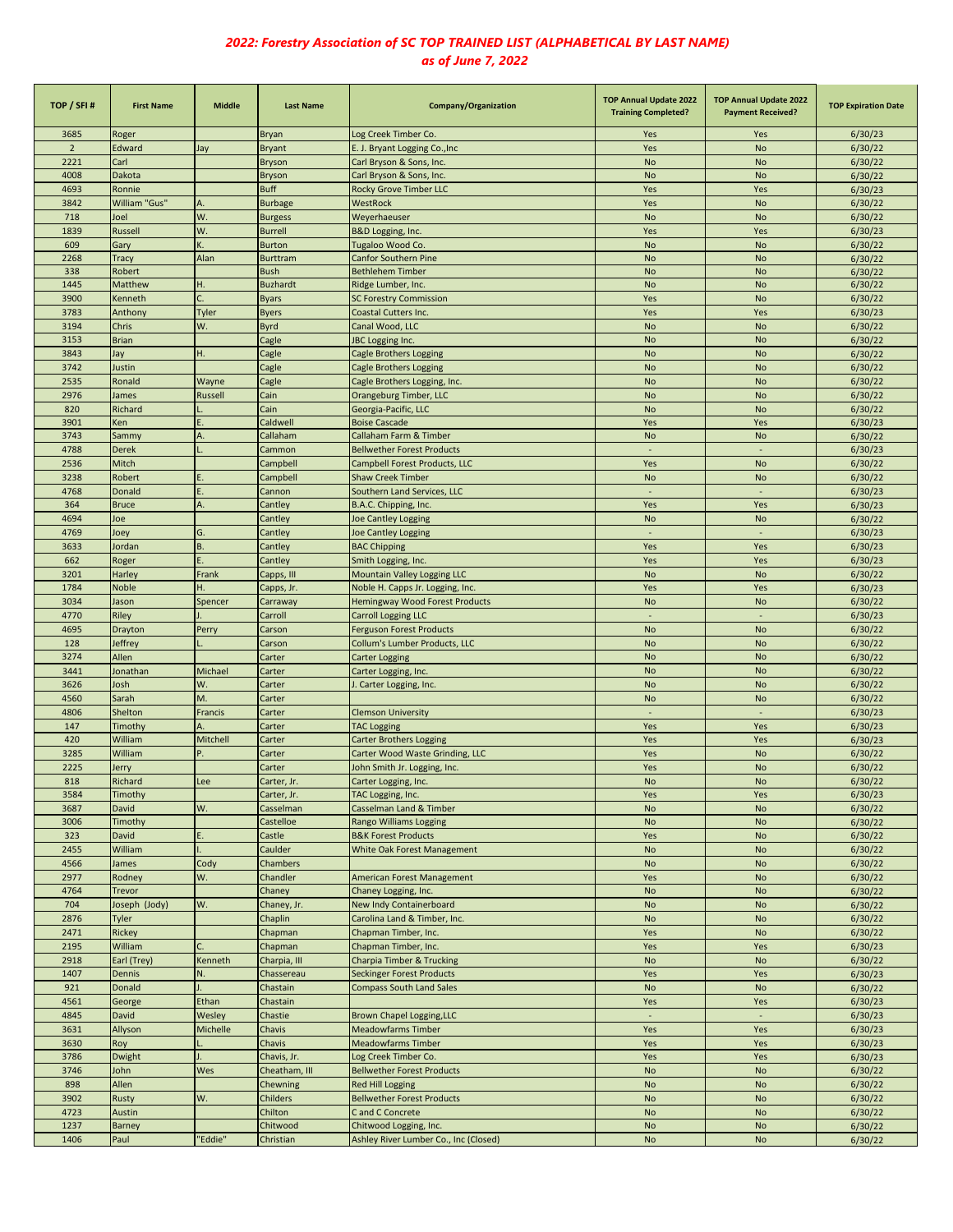## *2022: Forestry Association of SC TOP TRAINED LIST (ALPHABETICAL BY LAST NAME)*
## *as of June 7, 2022*

| TOP / SFI # | First Name | Middle | Last Name | Company/Organization | TOP Annual Update 2022 Training Completed? | TOP Annual Update 2022 Payment Received? | TOP Expiration Date |
|---|---|---|---|---|---|---|---|
| 3685 | Roger | | Bryan | Log Creek Timber Co. | Yes | Yes | 6/30/23 |
| 2 | Edward | Jay | Bryant | E. J. Bryant Logging Co.,Inc | Yes | No | 6/30/22 |
| 2221 | Carl | | Bryson | Carl Bryson & Sons, Inc. | No | No | 6/30/22 |
| 4008 | Dakota | | Bryson | Carl Bryson & Sons, Inc. | No | No | 6/30/22 |
| 4693 | Ronnie | | Buff | Rocky Grove Timber LLC | Yes | Yes | 6/30/23 |
| 3842 | William "Gus" | A. | Burbage | WestRock | Yes | No | 6/30/22 |
| 718 | Joel | W. | Burgess | Weyerhaeuser | No | No | 6/30/22 |
| 1839 | Russell | W. | Burrell | B&D Logging, Inc. | Yes | Yes | 6/30/23 |
| 609 | Gary | K. | Burton | Tugaloo Wood Co. | No | No | 6/30/22 |
| 2268 | Tracy | Alan | Burttram | Canfor Southern Pine | No | No | 6/30/22 |
| 338 | Robert | | Bush | Bethlehem Timber | No | No | 6/30/22 |
| 1445 | Matthew | H. | Buzhardt | Ridge Lumber, Inc. | No | No | 6/30/22 |
| 3900 | Kenneth | C. | Byars | SC Forestry Commission | Yes | No | 6/30/22 |
| 3783 | Anthony | Tyler | Byers | Coastal Cutters Inc. | Yes | Yes | 6/30/23 |
| 3194 | Chris | W. | Byrd | Canal Wood, LLC | No | No | 6/30/22 |
| 3153 | Brian | | Cagle | JBC Logging Inc. | No | No | 6/30/22 |
| 3843 | Jay | H. | Cagle | Cagle Brothers Logging | No | No | 6/30/22 |
| 3742 | Justin | | Cagle | Cagle Brothers Logging | No | No | 6/30/22 |
| 2535 | Ronald | Wayne | Cagle | Cagle Brothers Logging, Inc. | No | No | 6/30/22 |
| 2976 | James | Russell | Cain | Orangeburg Timber, LLC | No | No | 6/30/22 |
| 820 | Richard | L. | Cain | Georgia-Pacific, LLC | No | No | 6/30/22 |
| 3901 | Ken | E. | Caldwell | Boise Cascade | Yes | Yes | 6/30/23 |
| 3743 | Sammy | A. | Callaham | Callaham Farm & Timber | No | No | 6/30/22 |
| 4788 | Derek | L. | Cammon | Bellwether Forest Products | - | - | 6/30/23 |
| 2536 | Mitch | | Campbell | Campbell Forest Products, LLC | Yes | No | 6/30/22 |
| 3238 | Robert | E. | Campbell | Shaw Creek Timber | No | No | 6/30/22 |
| 4768 | Donald | E. | Cannon | Southern Land Services, LLC | - | - | 6/30/23 |
| 364 | Bruce | A. | Cantley | B.A.C. Chipping, Inc. | Yes | Yes | 6/30/23 |
| 4694 | Joe | | Cantley | Joe Cantley Logging | No | No | 6/30/22 |
| 4769 | Joey | G. | Cantley | Joe Cantley Logging | - | - | 6/30/23 |
| 3633 | Jordan | B. | Cantley | BAC Chipping | Yes | Yes | 6/30/23 |
| 662 | Roger | E. | Cantley | Smith Logging, Inc. | Yes | Yes | 6/30/23 |
| 3201 | Harley | Frank | Capps, III | Mountain Valley Logging LLC | No | No | 6/30/22 |
| 1784 | Noble | H. | Capps, Jr. | Noble H. Capps Jr. Logging, Inc. | Yes | Yes | 6/30/23 |
| 3034 | Jason | Spencer | Carraway | Hemingway Wood Forest Products | No | No | 6/30/22 |
| 4770 | Riley | J. | Carroll | Carroll Logging LLC | - | - | 6/30/23 |
| 4695 | Drayton | Perry | Carson | Ferguson Forest Products | No | No | 6/30/22 |
| 128 | Jeffrey | L. | Carson | Collum's Lumber Products, LLC | No | No | 6/30/22 |
| 3274 | Allen | | Carter | Carter Logging | No | No | 6/30/22 |
| 3441 | Jonathan | Michael | Carter | Carter Logging, Inc. | No | No | 6/30/22 |
| 3626 | Josh | W. | Carter | J. Carter Logging, Inc. | No | No | 6/30/22 |
| 4560 | Sarah | M. | Carter | | No | No | 6/30/22 |
| 4806 | Shelton | Francis | Carter | Clemson University | - | - | 6/30/23 |
| 147 | Timothy | A. | Carter | TAC Logging | Yes | Yes | 6/30/23 |
| 420 | William | Mitchell | Carter | Carter Brothers Logging | Yes | Yes | 6/30/23 |
| 3285 | William | P. | Carter | Carter Wood Waste Grinding, LLC | Yes | No | 6/30/22 |
| 2225 | Jerry | | Carter | John Smith Jr. Logging, Inc. | Yes | No | 6/30/22 |
| 818 | Richard | Lee | Carter, Jr. | Carter Logging, Inc. | No | No | 6/30/22 |
| 3584 | Timothy | | Carter, Jr. | TAC Logging, Inc. | Yes | Yes | 6/30/23 |
| 3687 | David | W. | Casselman | Casselman Land & Timber | No | No | 6/30/22 |
| 3006 | Timothy | | Castelloe | Rango Williams Logging | No | No | 6/30/22 |
| 323 | David | E. | Castle | B&K Forest Products | Yes | No | 6/30/22 |
| 2455 | William | I. | Caulder | White Oak Forest Management | No | No | 6/30/22 |
| 4566 | James | Cody | Chambers | | No | No | 6/30/22 |
| 2977 | Rodney | W. | Chandler | American Forest Management | Yes | No | 6/30/22 |
| 4764 | Trevor | | Chaney | Chaney Logging, Inc. | No | No | 6/30/22 |
| 704 | Joseph (Jody) | W. | Chaney, Jr. | New Indy Containerboard | No | No | 6/30/22 |
| 2876 | Tyler | | Chaplin | Carolina Land & Timber, Inc. | No | No | 6/30/22 |
| 2471 | Rickey | | Chapman | Chapman Timber, Inc. | Yes | No | 6/30/22 |
| 2195 | William | C. | Chapman | Chapman Timber, Inc. | Yes | Yes | 6/30/23 |
| 2918 | Earl (Trey) | Kenneth | Charpia, III | Charpia Timber & Trucking | No | No | 6/30/22 |
| 1407 | Dennis | N. | Chassereau | Seckinger Forest Products | Yes | Yes | 6/30/23 |
| 921 | Donald | J. | Chastain | Compass South Land Sales | No | No | 6/30/22 |
| 4561 | George | Ethan | Chastain | | Yes | Yes | 6/30/23 |
| 4845 | David | Wesley | Chastie | Brown Chapel Logging,LLC | - | - | 6/30/23 |
| 3631 | Allyson | Michelle | Chavis | Meadowfarms Timber | Yes | Yes | 6/30/23 |
| 3630 | Roy | L. | Chavis | Meadowfarms Timber | Yes | Yes | 6/30/23 |
| 3786 | Dwight | J. | Chavis, Jr. | Log Creek Timber Co. | Yes | Yes | 6/30/23 |
| 3746 | John | Wes | Cheatham, III | Bellwether Forest Products | No | No | 6/30/22 |
| 898 | Allen | | Chewning | Red Hill Logging | No | No | 6/30/22 |
| 3902 | Rusty | W. | Childers | Bellwether Forest Products | No | No | 6/30/22 |
| 4723 | Austin | | Chilton | C and C Concrete | No | No | 6/30/22 |
| 1237 | Barney | | Chitwood | Chitwood Logging, Inc. | No | No | 6/30/22 |
| 1406 | Paul | "Eddie" | Christian | Ashley River Lumber Co., Inc (Closed) | No | No | 6/30/22 |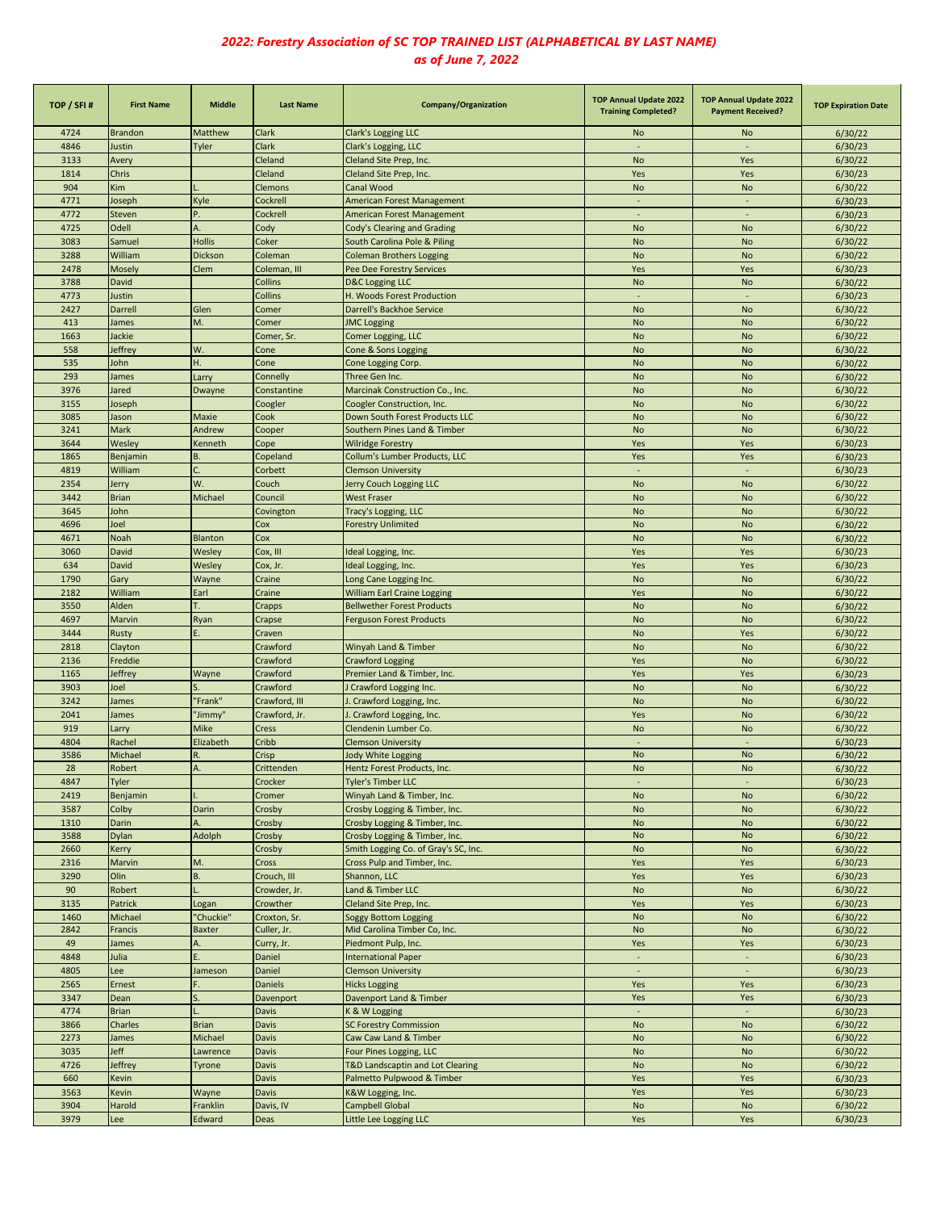# *2022: Forestry Association of SC TOP TRAINED LIST (ALPHABETICAL BY LAST NAME) as of June 7, 2022*

| TOP / SFI # | First Name | Middle | Last Name | Company/Organization | TOP Annual Update 2022 Training Completed? | TOP Annual Update 2022 Payment Received? | TOP Expiration Date |
|---|---|---|---|---|---|---|---|
| 4724 | Brandon | Matthew | Clark | Clark's Logging LLC | No | No | 6/30/22 |
| 4846 | Justin | Tyler | Clark | Clark's Logging, LLC | - | - | 6/30/23 |
| 3133 | Avery | | Cleland | Cleland Site Prep, Inc. | No | Yes | 6/30/22 |
| 1814 | Chris | | Cleland | Cleland Site Prep, Inc. | Yes | Yes | 6/30/23 |
| 904 | Kim | L. | Clemons | Canal Wood | No | No | 6/30/22 |
| 4771 | Joseph | Kyle | Cockrell | American Forest Management | - | - | 6/30/23 |
| 4772 | Steven | P. | Cockrell | American Forest Management | - | - | 6/30/23 |
| 4725 | Odell | A. | Cody | Cody's Clearing and Grading | No | No | 6/30/22 |
| 3083 | Samuel | Hollis | Coker | South Carolina Pole & Piling | No | No | 6/30/22 |
| 3288 | William | Dickson | Coleman | Coleman Brothers Logging | No | No | 6/30/22 |
| 2478 | Mosely | Clem | Coleman, III | Pee Dee Forestry Services | Yes | Yes | 6/30/23 |
| 3788 | David | | Collins | D&C Logging LLC | No | No | 6/30/22 |
| 4773 | Justin | | Collins | H. Woods Forest Production | - | - | 6/30/23 |
| 2427 | Darrell | Glen | Comer | Darrell's Backhoe Service | No | No | 6/30/22 |
| 413 | James | M. | Comer | JMC Logging | No | No | 6/30/22 |
| 1663 | Jackie | | Comer, Sr. | Comer Logging, LLC | No | No | 6/30/22 |
| 558 | Jeffrey | W. | Cone | Cone & Sons Logging | No | No | 6/30/22 |
| 535 | John | H. | Cone | Cone Logging Corp. | No | No | 6/30/22 |
| 293 | James | Larry | Connelly | Three Gen Inc. | No | No | 6/30/22 |
| 3976 | Jared | Dwayne | Constantine | Marcinak Construction Co., Inc. | No | No | 6/30/22 |
| 3155 | Joseph | | Coogler | Coogler Construction, Inc. | No | No | 6/30/22 |
| 3085 | Jason | Maxie | Cook | Down South Forest Products LLC | No | No | 6/30/22 |
| 3241 | Mark | Andrew | Cooper | Southern Pines Land & Timber | No | No | 6/30/22 |
| 3644 | Wesley | Kenneth | Cope | Wilridge Forestry | Yes | Yes | 6/30/23 |
| 1865 | Benjamin | B. | Copeland | Collum's Lumber Products, LLC | Yes | Yes | 6/30/23 |
| 4819 | William | C. | Corbett | Clemson University | - | - | 6/30/23 |
| 2354 | Jerry | W. | Couch | Jerry Couch Logging LLC | No | No | 6/30/22 |
| 3442 | Brian | Michael | Council | West Fraser | No | No | 6/30/22 |
| 3645 | John | | Covington | Tracy's Logging, LLC | No | No | 6/30/22 |
| 4696 | Joel | | Cox | Forestry Unlimited | No | No | 6/30/22 |
| 4671 | Noah | Blanton | Cox | | No | No | 6/30/22 |
| 3060 | David | Wesley | Cox, III | Ideal Logging, Inc. | Yes | Yes | 6/30/23 |
| 634 | David | Wesley | Cox, Jr. | Ideal Logging, Inc. | Yes | Yes | 6/30/23 |
| 1790 | Gary | Wayne | Craine | Long Cane Logging Inc. | No | No | 6/30/22 |
| 2182 | William | Earl | Craine | William Earl Craine Logging | Yes | No | 6/30/22 |
| 3550 | Alden | T. | Crapps | Bellwether Forest Products | No | No | 6/30/22 |
| 4697 | Marvin | Ryan | Crapse | Ferguson Forest Products | No | No | 6/30/22 |
| 3444 | Rusty | E. | Craven | | No | Yes | 6/30/22 |
| 2818 | Clayton | | Crawford | Winyah Land & Timber | No | No | 6/30/22 |
| 2136 | Freddie | | Crawford | Crawford Logging | Yes | No | 6/30/22 |
| 1165 | Jeffrey | Wayne | Crawford | Premier Land & Timber, Inc. | Yes | Yes | 6/30/23 |
| 3903 | Joel | S. | Crawford | J Crawford Logging Inc. | No | No | 6/30/22 |
| 3242 | James | "Frank" | Crawford, III | J. Crawford Logging, Inc. | No | No | 6/30/22 |
| 2041 | James | "Jimmy" | Crawford, Jr. | J. Crawford Logging, Inc. | Yes | No | 6/30/22 |
| 919 | Larry | Mike | Cress | Clendenin Lumber Co. | No | No | 6/30/22 |
| 4804 | Rachel | Elizabeth | Cribb | Clemson University | - | - | 6/30/23 |
| 3586 | Michael | R. | Crisp | Jody White Logging | No | No | 6/30/22 |
| 28 | Robert | A. | Crittenden | Hentz Forest Products, Inc. | No | No | 6/30/22 |
| 4847 | Tyler | | Crocker | Tyler's Timber LLC | - | - | 6/30/23 |
| 2419 | Benjamin | I. | Cromer | Winyah Land & Timber, Inc. | No | No | 6/30/22 |
| 3587 | Colby | Darin | Crosby | Crosby Logging & Timber, Inc. | No | No | 6/30/22 |
| 1310 | Darin | A. | Crosby | Crosby Logging & Timber, Inc. | No | No | 6/30/22 |
| 3588 | Dylan | Adolph | Crosby | Crosby Logging & Timber, Inc. | No | No | 6/30/22 |
| 2660 | Kerry | | Crosby | Smith Logging Co. of Gray's SC, Inc. | No | No | 6/30/22 |
| 2316 | Marvin | M. | Cross | Cross Pulp and Timber, Inc. | Yes | Yes | 6/30/23 |
| 3290 | Olin | B. | Crouch, III | Shannon, LLC | Yes | Yes | 6/30/23 |
| 90 | Robert | L. | Crowder, Jr. | Land & Timber LLC | No | No | 6/30/22 |
| 3135 | Patrick | Logan | Crowther | Cleland Site Prep, Inc. | Yes | Yes | 6/30/23 |
| 1460 | Michael | "Chuckie" | Croxton, Sr. | Soggy Bottom Logging | No | No | 6/30/22 |
| 2842 | Francis | Baxter | Culler, Jr. | Mid Carolina Timber Co, Inc. | No | No | 6/30/22 |
| 49 | James | A. | Curry, Jr. | Piedmont Pulp, Inc. | Yes | Yes | 6/30/23 |
| 4848 | Julia | E. | Daniel | International Paper | - | - | 6/30/23 |
| 4805 | Lee | Jameson | Daniel | Clemson University | - | - | 6/30/23 |
| 2565 | Ernest | F. | Daniels | Hicks Logging | Yes | Yes | 6/30/23 |
| 3347 | Dean | S. | Davenport | Davenport Land & Timber | Yes | Yes | 6/30/23 |
| 4774 | Brian | L. | Davis | K & W Logging | - | - | 6/30/23 |
| 3866 | Charles | Brian | Davis | SC Forestry Commission | No | No | 6/30/22 |
| 2273 | James | Michael | Davis | Caw Caw Land & Timber | No | No | 6/30/22 |
| 3035 | Jeff | Lawrence | Davis | Four Pines Logging, LLC | No | No | 6/30/22 |
| 4726 | Jeffrey | Tyrone | Davis | T&D Landscaptin and Lot Clearing | No | No | 6/30/22 |
| 660 | Kevin | | Davis | Palmetto Pulpwood & Timber | Yes | Yes | 6/30/23 |
| 3563 | Kevin | Wayne | Davis | K&W Logging, Inc. | Yes | Yes | 6/30/23 |
| 3904 | Harold | Franklin | Davis, IV | Campbell Global | No | No | 6/30/22 |
| 3979 | Lee | Edward | Deas | Little Lee Logging LLC | Yes | Yes | 6/30/23 |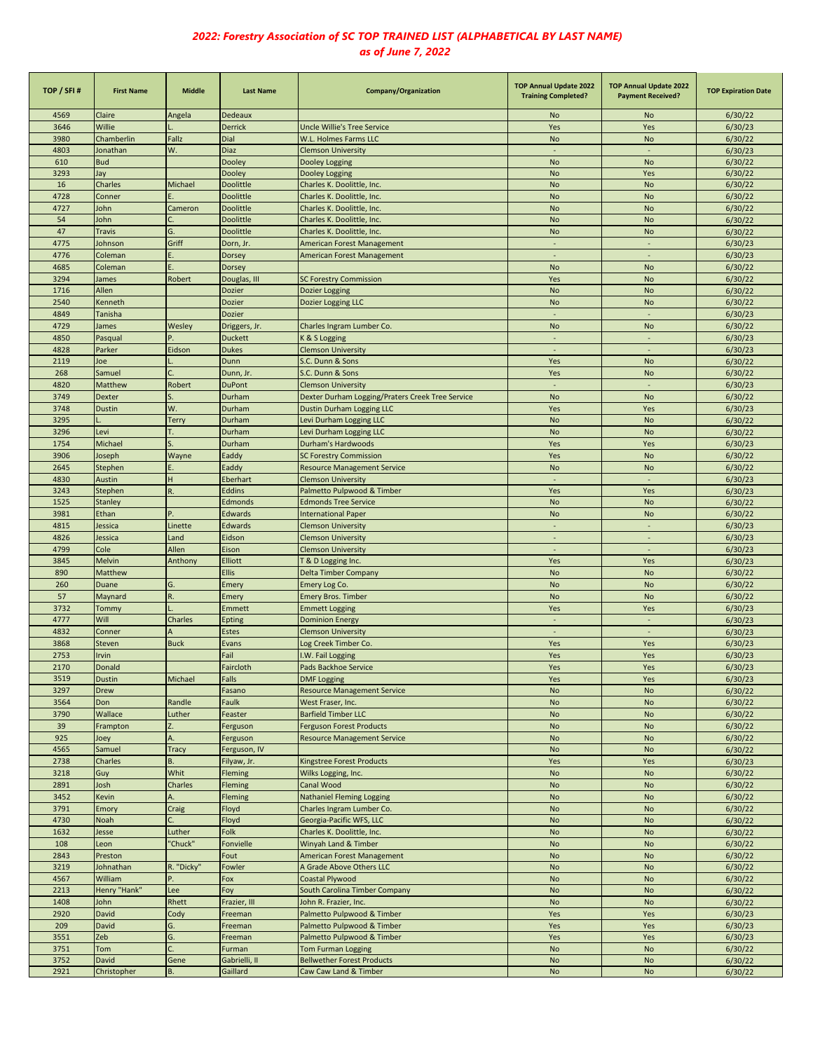## *2022: Forestry Association of SC TOP TRAINED LIST (ALPHABETICAL BY LAST NAME)*
## *as of June 7, 2022*

| TOP / SFI # | First Name | Middle | Last Name | Company/Organization | TOP Annual Update 2022 Training Completed? | TOP Annual Update 2022 Payment Received? | TOP Expiration Date |
|---|---|---|---|---|---|---|---|
| 4569 | Claire | Angela | Dedeaux | | No | No | 6/30/22 |
| 3646 | Willie | L. | Derrick | Uncle Willie's Tree Service | Yes | Yes | 6/30/23 |
| 3980 | Chamberlin | Fallz | Dial | W.L. Holmes Farms LLC | No | No | 6/30/22 |
| 4803 | Jonathan | W. | Diaz | Clemson University | - | - | 6/30/23 |
| 610 | Bud | | Dooley | Dooley Logging | No | No | 6/30/22 |
| 3293 | Jay | | Dooley | Dooley Logging | No | Yes | 6/30/22 |
| 16 | Charles | Michael | Doolittle | Charles K. Doolittle, Inc. | No | No | 6/30/22 |
| 4728 | Conner | E. | Doolittle | Charles K. Doolittle, Inc. | No | No | 6/30/22 |
| 4727 | John | Cameron | Doolittle | Charles K. Doolittle, Inc. | No | No | 6/30/22 |
| 54 | John | C. | Doolittle | Charles K. Doolittle, Inc. | No | No | 6/30/22 |
| 47 | Travis | G. | Doolittle | Charles K. Doolittle, Inc. | No | No | 6/30/22 |
| 4775 | Johnson | Griff | Dorn, Jr. | American Forest Management | - | - | 6/30/23 |
| 4776 | Coleman | E. | Dorsey | American Forest Management | - | - | 6/30/23 |
| 4685 | Coleman | E. | Dorsey | | No | No | 6/30/22 |
| 3294 | James | Robert | Douglas, III | SC Forestry Commission | Yes | No | 6/30/22 |
| 1716 | Allen | | Dozier | Dozier Logging | No | No | 6/30/22 |
| 2540 | Kenneth | | Dozier | Dozier Logging LLC | No | No | 6/30/22 |
| 4849 | Tanisha | | Dozier | | - | - | 6/30/23 |
| 4729 | James | Wesley | Driggers, Jr. | Charles Ingram Lumber Co. | No | No | 6/30/22 |
| 4850 | Pasqual | P. | Duckett | K & S Logging | - | - | 6/30/23 |
| 4828 | Parker | Eidson | Dukes | Clemson University | - | - | 6/30/23 |
| 2119 | Joe | L. | Dunn | S.C. Dunn & Sons | Yes | No | 6/30/22 |
| 268 | Samuel | C. | Dunn, Jr. | S.C. Dunn & Sons | Yes | No | 6/30/22 |
| 4820 | Matthew | Robert | DuPont | Clemson University | - | - | 6/30/23 |
| 3749 | Dexter | S. | Durham | Dexter Durham Logging/Praters Creek Tree Service | No | No | 6/30/22 |
| 3748 | Dustin | W. | Durham | Dustin Durham Logging LLC | Yes | Yes | 6/30/23 |
| 3295 | L. | Terry | Durham | Levi Durham Logging LLC | No | No | 6/30/22 |
| 3296 | Levi | T. | Durham | Levi Durham Logging LLC | No | No | 6/30/22 |
| 1754 | Michael | S. | Durham | Durham's Hardwoods | Yes | Yes | 6/30/23 |
| 3906 | Joseph | Wayne | Eaddy | SC Forestry Commission | Yes | No | 6/30/22 |
| 2645 | Stephen | E. | Eaddy | Resource Management Service | No | No | 6/30/22 |
| 4830 | Austin | H | Eberhart | Clemson University | - | - | 6/30/23 |
| 3243 | Stephen | R. | Eddins | Palmetto Pulpwood & Timber | Yes | Yes | 6/30/23 |
| 1525 | Stanley | | Edmonds | Edmonds Tree Service | No | No | 6/30/22 |
| 3981 | Ethan | P. | Edwards | International Paper | No | No | 6/30/22 |
| 4815 | Jessica | Linette | Edwards | Clemson University | - | - | 6/30/23 |
| 4826 | Jessica | Land | Eidson | Clemson University | - | - | 6/30/23 |
| 4799 | Cole | Allen | Eison | Clemson University | - | - | 6/30/23 |
| 3845 | Melvin | Anthony | Elliott | T & D Logging Inc. | Yes | Yes | 6/30/23 |
| 890 | Matthew | | Ellis | Delta Timber Company | No | No | 6/30/22 |
| 260 | Duane | G. | Emery | Emery Log Co. | No | No | 6/30/22 |
| 57 | Maynard | R. | Emery | Emery Bros. Timber | No | No | 6/30/22 |
| 3732 | Tommy | L. | Emmett | Emmett Logging | Yes | Yes | 6/30/23 |
| 4777 | Will | Charles | Epting | Dominion Energy | - | - | 6/30/23 |
| 4832 | Conner | A | Estes | Clemson University | - | - | 6/30/23 |
| 3868 | Steven | Buck | Evans | Log Creek Timber Co. | Yes | Yes | 6/30/23 |
| 2753 | Irvin | | Fail | I.W. Fail Logging | Yes | Yes | 6/30/23 |
| 2170 | Donald | | Faircloth | Pads Backhoe Service | Yes | Yes | 6/30/23 |
| 3519 | Dustin | Michael | Falls | DMF Logging | Yes | Yes | 6/30/23 |
| 3297 | Drew | | Fasano | Resource Management Service | No | No | 6/30/22 |
| 3564 | Don | Randle | Faulk | West Fraser, Inc. | No | No | 6/30/22 |
| 3790 | Wallace | Luther | Feaster | Barfield Timber LLC | No | No | 6/30/22 |
| 39 | Frampton | Z. | Ferguson | Ferguson Forest Products | No | No | 6/30/22 |
| 925 | Joey | A. | Ferguson | Resource Management Service | No | No | 6/30/22 |
| 4565 | Samuel | Tracy | Ferguson, IV | | No | No | 6/30/22 |
| 2738 | Charles | B. | Filyaw, Jr. | Kingstree Forest Products | Yes | Yes | 6/30/23 |
| 3218 | Guy | Whit | Fleming | Wilks Logging, Inc. | No | No | 6/30/22 |
| 2891 | Josh | Charles | Fleming | Canal Wood | No | No | 6/30/22 |
| 3452 | Kevin | A. | Fleming | Nathaniel Fleming Logging | No | No | 6/30/22 |
| 3791 | Emory | Craig | Floyd | Charles Ingram Lumber Co. | No | No | 6/30/22 |
| 4730 | Noah | C. | Floyd | Georgia-Pacific WFS, LLC | No | No | 6/30/22 |
| 1632 | Jesse | Luther | Folk | Charles K. Doolittle, Inc. | No | No | 6/30/22 |
| 108 | Leon | "Chuck" | Fonvielle | Winyah Land & Timber | No | No | 6/30/22 |
| 2843 | Preston | | Fout | American Forest Management | No | No | 6/30/22 |
| 3219 | Johnathan | R. "Dicky" | Fowler | A Grade Above Others LLC | No | No | 6/30/22 |
| 4567 | William | P. | Fox | Coastal Plywood | No | No | 6/30/22 |
| 2213 | Henry "Hank" | Lee | Foy | South Carolina Timber Company | No | No | 6/30/22 |
| 1408 | John | Rhett | Frazier, III | John R. Frazier, Inc. | No | No | 6/30/22 |
| 2920 | David | Cody | Freeman | Palmetto Pulpwood & Timber | Yes | Yes | 6/30/23 |
| 209 | David | G. | Freeman | Palmetto Pulpwood & Timber | Yes | Yes | 6/30/23 |
| 3551 | Zeb | G. | Freeman | Palmetto Pulpwood & Timber | Yes | Yes | 6/30/23 |
| 3751 | Tom | C. | Furman | Tom Furman Logging | No | No | 6/30/22 |
| 3752 | David | Gene | Gabrielli, II | Bellwether Forest Products | No | No | 6/30/22 |
| 2921 | Christopher | B. | Gaillard | Caw Caw Land & Timber | No | No | 6/30/22 |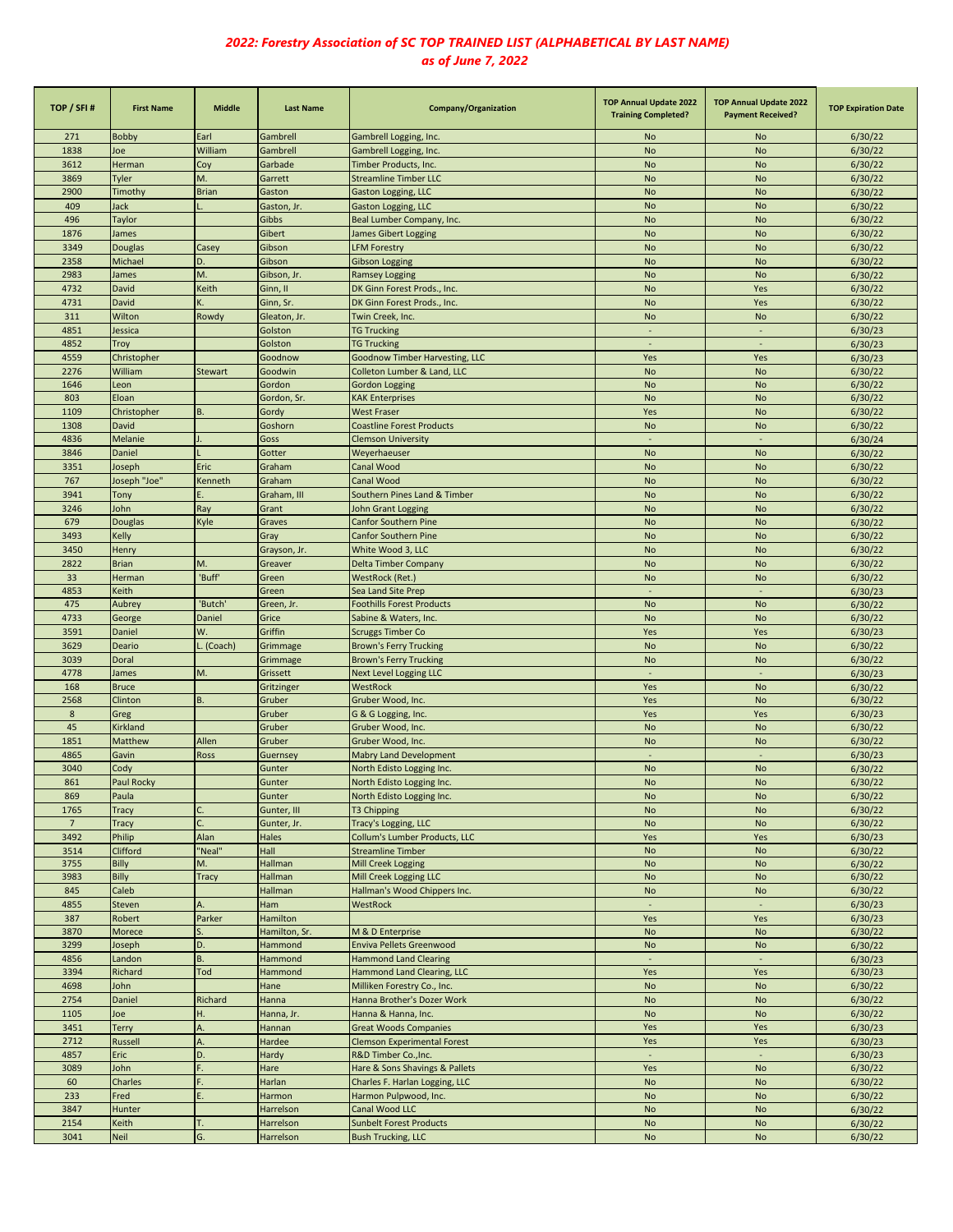## 2022: Forestry Association of SC TOP TRAINED LIST (ALPHABETICAL BY LAST NAME)
## as of June 7, 2022

| TOP / SFI # | First Name | Middle | Last Name | Company/Organization | TOP Annual Update 2022 Training Completed? | TOP Annual Update 2022 Payment Received? | TOP Expiration Date |
|---|---|---|---|---|---|---|---|
| 271 | Bobby | Earl | Gambrell | Gambrell Logging, Inc. | No | No | 6/30/22 |
| 1838 | Joe | William | Gambrell | Gambrell Logging, Inc. | No | No | 6/30/22 |
| 3612 | Herman | Coy | Garbade | Timber Products, Inc. | No | No | 6/30/22 |
| 3869 | Tyler | M. | Garrett | Streamline Timber LLC | No | No | 6/30/22 |
| 2900 | Timothy | Brian | Gaston | Gaston Logging, LLC | No | No | 6/30/22 |
| 409 | Jack | L. | Gaston, Jr. | Gaston Logging, LLC | No | No | 6/30/22 |
| 496 | Taylor | | Gibbs | Beal Lumber Company, Inc. | No | No | 6/30/22 |
| 1876 | James | | Gibert | James Gibert Logging | No | No | 6/30/22 |
| 3349 | Douglas | Casey | Gibson | LFM Forestry | No | No | 6/30/22 |
| 2358 | Michael | D. | Gibson | Gibson Logging | No | No | 6/30/22 |
| 2983 | James | M. | Gibson, Jr. | Ramsey Logging | No | No | 6/30/22 |
| 4732 | David | Keith | Ginn, II | DK Ginn Forest Prods., Inc. | No | Yes | 6/30/22 |
| 4731 | David | K. | Ginn, Sr. | DK Ginn Forest Prods., Inc. | No | Yes | 6/30/22 |
| 311 | Wilton | Rowdy | Gleaton, Jr. | Twin Creek, Inc. | No | No | 6/30/22 |
| 4851 | Jessica | | Golston | TG Trucking | - | - | 6/30/23 |
| 4852 | Troy | | Golston | TG Trucking | - | - | 6/30/23 |
| 4559 | Christopher | | Goodnow | Goodnow Timber Harvesting, LLC | Yes | Yes | 6/30/23 |
| 2276 | William | Stewart | Goodwin | Colleton Lumber & Land, LLC | No | No | 6/30/22 |
| 1646 | Leon | | Gordon | Gordon Logging | No | No | 6/30/22 |
| 803 | Eloan | | Gordon, Sr. | KAK Enterprises | No | No | 6/30/22 |
| 1109 | Christopher | B. | Gordy | West Fraser | Yes | No | 6/30/22 |
| 1308 | David | | Goshorn | Coastline Forest Products | No | No | 6/30/22 |
| 4836 | Melanie | J. | Goss | Clemson University | - | - | 6/30/24 |
| 3846 | Daniel | L | Gotter | Weyerhaeuser | No | No | 6/30/22 |
| 3351 | Joseph | Eric | Graham | Canal Wood | No | No | 6/30/22 |
| 767 | Joseph "Joe" | Kenneth | Graham | Canal Wood | No | No | 6/30/22 |
| 3941 | Tony | E. | Graham, III | Southern Pines Land & Timber | No | No | 6/30/22 |
| 3246 | John | Ray | Grant | John Grant Logging | No | No | 6/30/22 |
| 679 | Douglas | Kyle | Graves | Canfor Southern Pine | No | No | 6/30/22 |
| 3493 | Kelly | | Gray | Canfor Southern Pine | No | No | 6/30/22 |
| 3450 | Henry | | Grayson, Jr. | White Wood 3, LLC | No | No | 6/30/22 |
| 2822 | Brian | M. | Greaver | Delta Timber Company | No | No | 6/30/22 |
| 33 | Herman | 'Buff' | Green | WestRock (Ret.) | No | No | 6/30/22 |
| 4853 | Keith | | Green | Sea Land Site Prep | - | - | 6/30/23 |
| 475 | Aubrey | 'Butch' | Green, Jr. | Foothills Forest Products | No | No | 6/30/22 |
| 4733 | George | Daniel | Grice | Sabine & Waters, Inc. | No | No | 6/30/22 |
| 3591 | Daniel | W. | Griffin | Scruggs Timber Co | Yes | Yes | 6/30/23 |
| 3629 | Deario | L. (Coach) | Grimmage | Brown's Ferry Trucking | No | No | 6/30/22 |
| 3039 | Doral | | Grimmage | Brown's Ferry Trucking | No | No | 6/30/22 |
| 4778 | James | M. | Grissett | Next Level Logging LLC | - | - | 6/30/23 |
| 168 | Bruce | | Gritzinger | WestRock | Yes | No | 6/30/22 |
| 2568 | Clinton | B. | Gruber | Gruber Wood, Inc. | Yes | No | 6/30/22 |
| 8 | Greg | | Gruber | G & G Logging, Inc. | Yes | Yes | 6/30/23 |
| 45 | Kirkland | | Gruber | Gruber Wood, Inc. | No | No | 6/30/22 |
| 1851 | Matthew | Allen | Gruber | Gruber Wood, Inc. | No | No | 6/30/22 |
| 4865 | Gavin | Ross | Guernsey | Mabry Land Development | - | - | 6/30/23 |
| 3040 | Cody | | Gunter | North Edisto Logging Inc. | No | No | 6/30/22 |
| 861 | Paul Rocky | | Gunter | North Edisto Logging Inc. | No | No | 6/30/22 |
| 869 | Paula | | Gunter | North Edisto Logging Inc. | No | No | 6/30/22 |
| 1765 | Tracy | C. | Gunter, III | T3 Chipping | No | No | 6/30/22 |
| 7 | Tracy | C. | Gunter, Jr. | Tracy's Logging, LLC | No | No | 6/30/22 |
| 3492 | Philip | Alan | Hales | Collum's Lumber Products, LLC | Yes | Yes | 6/30/23 |
| 3514 | Clifford | "Neal" | Hall | Streamline Timber | No | No | 6/30/22 |
| 3755 | Billy | M. | Hallman | Mill Creek Logging | No | No | 6/30/22 |
| 3983 | Billy | Tracy | Hallman | Mill Creek Logging LLC | No | No | 6/30/22 |
| 845 | Caleb | | Hallman | Hallman's Wood Chippers Inc. | No | No | 6/30/22 |
| 4855 | Steven | A. | Ham | WestRock | - | - | 6/30/23 |
| 387 | Robert | Parker | Hamilton | | Yes | Yes | 6/30/23 |
| 3870 | Morece | S. | Hamilton, Sr. | M & D Enterprise | No | No | 6/30/22 |
| 3299 | Joseph | D. | Hammond | Enviva Pellets Greenwood | No | No | 6/30/22 |
| 4856 | Landon | B. | Hammond | Hammond Land Clearing | - | - | 6/30/23 |
| 3394 | Richard | Tod | Hammond | Hammond Land Clearing, LLC | Yes | Yes | 6/30/23 |
| 4698 | John | | Hane | Milliken Forestry Co., Inc. | No | No | 6/30/22 |
| 2754 | Daniel | Richard | Hanna | Hanna Brother's Dozer Work | No | No | 6/30/22 |
| 1105 | Joe | H. | Hanna, Jr. | Hanna & Hanna, Inc. | No | No | 6/30/22 |
| 3451 | Terry | A. | Hannan | Great Woods Companies | Yes | Yes | 6/30/23 |
| 2712 | Russell | A. | Hardee | Clemson Experimental Forest | Yes | Yes | 6/30/23 |
| 4857 | Eric | D. | Hardy | R&D Timber Co.,Inc. | - | - | 6/30/23 |
| 3089 | John | F. | Hare | Hare & Sons Shavings & Pallets | Yes | No | 6/30/22 |
| 60 | Charles | F. | Harlan | Charles F. Harlan Logging, LLC | No | No | 6/30/22 |
| 233 | Fred | E. | Harmon | Harmon Pulpwood, Inc. | No | No | 6/30/22 |
| 3847 | Hunter | | Harrelson | Canal Wood LLC | No | No | 6/30/22 |
| 2154 | Keith | T. | Harrelson | Sunbelt Forest Products | No | No | 6/30/22 |
| 3041 | Neil | G. | Harrelson | Bush Trucking, LLC | No | No | 6/30/22 |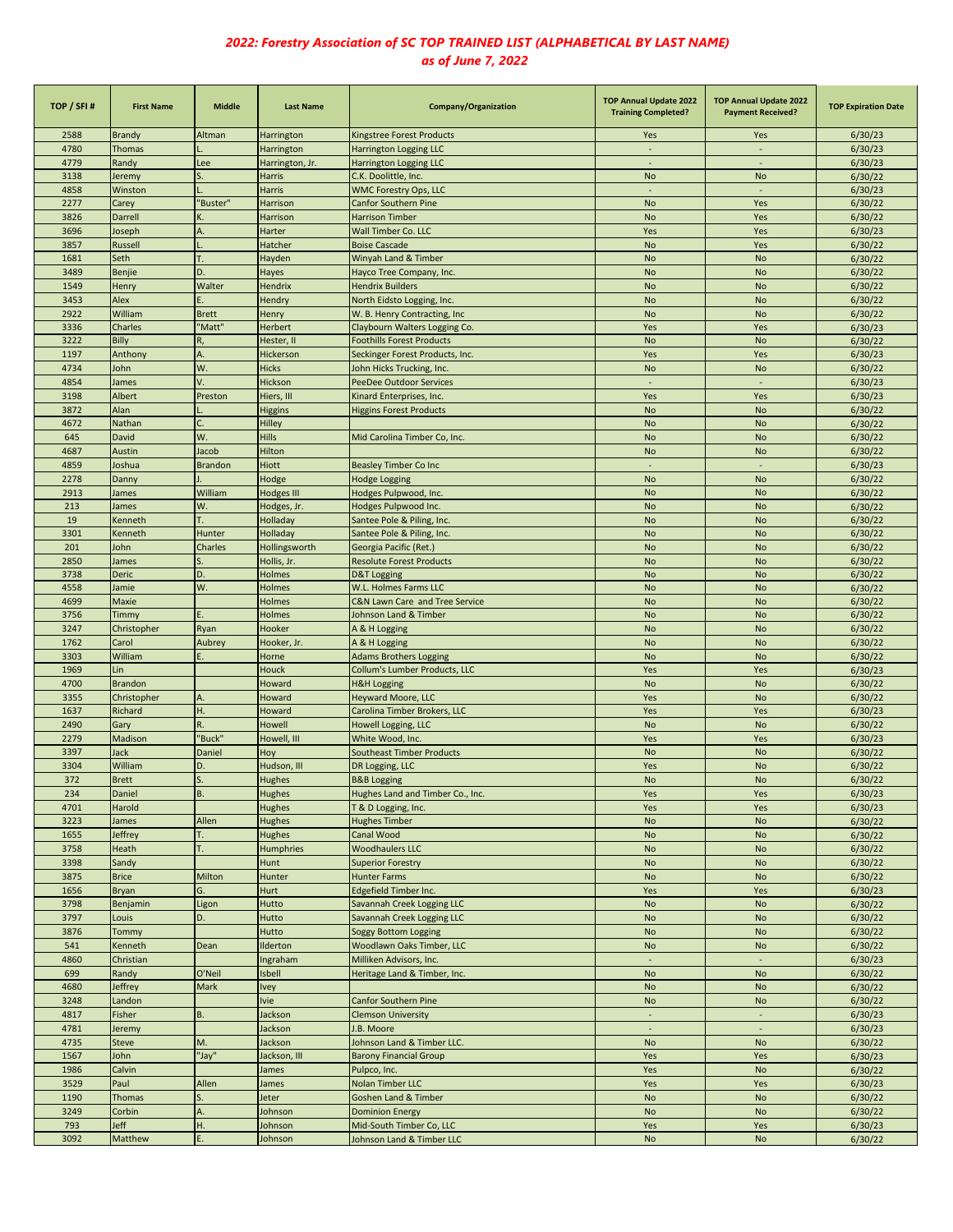# *2022: Forestry Association of SC TOP TRAINED LIST (ALPHABETICAL BY LAST NAME)*
## *as of June 7, 2022*

| TOP / SFI # | First Name | Middle | Last Name | Company/Organization | TOP Annual Update 2022 Training Completed? | TOP Annual Update 2022 Payment Received? | TOP Expiration Date |
|---|---|---|---|---|---|---|---|
| 2588 | Brandy | Altman | Harrington | Kingstree Forest Products | Yes | Yes | 6/30/23 |
| 4780 | Thomas | L. | Harrington | Harrington Logging LLC | - | - | 6/30/23 |
| 4779 | Randy | Lee | Harrington, Jr. | Harrington Logging LLC | - | - | 6/30/23 |
| 3138 | Jeremy | S. | Harris | C.K. Doolittle, Inc. | No | No | 6/30/22 |
| 4858 | Winston | L. | Harris | WMC Forestry Ops, LLC | - | - | 6/30/23 |
| 2277 | Carey | "Buster" | Harrison | Canfor Southern Pine | No | Yes | 6/30/22 |
| 3826 | Darrell | K. | Harrison | Harrison Timber | No | Yes | 6/30/22 |
| 3696 | Joseph | A. | Harter | Wall Timber Co. LLC | Yes | Yes | 6/30/23 |
| 3857 | Russell | L. | Hatcher | Boise Cascade | No | Yes | 6/30/22 |
| 1681 | Seth | T. | Hayden | Winyah Land & Timber | No | No | 6/30/22 |
| 3489 | Benjie | D. | Hayes | Hayco Tree Company, Inc. | No | No | 6/30/22 |
| 1549 | Henry | Walter | Hendrix | Hendrix Builders | No | No | 6/30/22 |
| 3453 | Alex | E. | Hendry | North Eidsto Logging, Inc. | No | No | 6/30/22 |
| 2922 | William | Brett | Henry | W. B. Henry Contracting, Inc | No | No | 6/30/22 |
| 3336 | Charles | "Matt" | Herbert | Claybourn Walters Logging Co. | Yes | Yes | 6/30/23 |
| 3222 | Billy | R, | Hester, II | Foothills Forest Products | No | No | 6/30/22 |
| 1197 | Anthony | A. | Hickerson | Seckinger Forest Products, Inc. | Yes | Yes | 6/30/23 |
| 4734 | John | W. | Hicks | John Hicks Trucking, Inc. | No | No | 6/30/22 |
| 4854 | James | V. | Hickson | PeeDee Outdoor Services | - | - | 6/30/23 |
| 3198 | Albert | Preston | Hiers, III | Kinard Enterprises, Inc. | Yes | Yes | 6/30/23 |
| 3872 | Alan | L. | Higgins | Higgins Forest Products | No | No | 6/30/22 |
| 4672 | Nathan | C. | Hilley | | No | No | 6/30/22 |
| 645 | David | W. | Hills | Mid Carolina Timber Co, Inc. | No | No | 6/30/22 |
| 4687 | Austin | Jacob | Hilton | | No | No | 6/30/22 |
| 4859 | Joshua | Brandon | Hiott | Beasley Timber Co Inc | - | - | 6/30/23 |
| 2278 | Danny | J. | Hodge | Hodge Logging | No | No | 6/30/22 |
| 2913 | James | William | Hodges III | Hodges Pulpwood, Inc. | No | No | 6/30/22 |
| 213 | James | W. | Hodges, Jr. | Hodges Pulpwood Inc. | No | No | 6/30/22 |
| 19 | Kenneth | T. | Holladay | Santee Pole & Piling, Inc. | No | No | 6/30/22 |
| 3301 | Kenneth | Hunter | Holladay | Santee Pole & Piling, Inc. | No | No | 6/30/22 |
| 201 | John | Charles | Hollingsworth | Georgia Pacific (Ret.) | No | No | 6/30/22 |
| 2850 | James | S. | Hollis, Jr. | Resolute Forest Products | No | No | 6/30/22 |
| 3738 | Deric | D. | Holmes | D&T Logging | No | No | 6/30/22 |
| 4558 | Jamie | W. | Holmes | W.L. Holmes Farms LLC | No | No | 6/30/22 |
| 4699 | Maxie | | Holmes | C&N Lawn Care and Tree Service | No | No | 6/30/22 |
| 3756 | Timmy | E. | Holmes | Johnson Land & Timber | No | No | 6/30/22 |
| 3247 | Christopher | Ryan | Hooker | A & H Logging | No | No | 6/30/22 |
| 1762 | Carol | Aubrey | Hooker, Jr. | A & H Logging | No | No | 6/30/22 |
| 3303 | William | E. | Horne | Adams Brothers Logging | No | No | 6/30/22 |
| 1969 | Lin | | Houck | Collum's Lumber Products, LLC | Yes | Yes | 6/30/23 |
| 4700 | Brandon | | Howard | H&H Logging | No | No | 6/30/22 |
| 3355 | Christopher | A. | Howard | Heyward Moore, LLC | Yes | No | 6/30/22 |
| 1637 | Richard | H. | Howard | Carolina Timber Brokers, LLC | Yes | Yes | 6/30/23 |
| 2490 | Gary | R. | Howell | Howell Logging, LLC | No | No | 6/30/22 |
| 2279 | Madison | "Buck" | Howell, III | White Wood, Inc. | Yes | Yes | 6/30/23 |
| 3397 | Jack | Daniel | Hoy | Southeast Timber Products | No | No | 6/30/22 |
| 3304 | William | D. | Hudson, III | DR Logging, LLC | Yes | No | 6/30/22 |
| 372 | Brett | S. | Hughes | B&B Logging | No | No | 6/30/22 |
| 234 | Daniel | B. | Hughes | Hughes Land and Timber Co., Inc. | Yes | Yes | 6/30/23 |
| 4701 | Harold | | Hughes | T & D Logging, Inc. | Yes | Yes | 6/30/23 |
| 3223 | James | Allen | Hughes | Hughes Timber | No | No | 6/30/22 |
| 1655 | Jeffrey | T. | Hughes | Canal Wood | No | No | 6/30/22 |
| 3758 | Heath | T. | Humphries | Woodhaulers LLC | No | No | 6/30/22 |
| 3398 | Sandy | | Hunt | Superior Forestry | No | No | 6/30/22 |
| 3875 | Brice | Milton | Hunter | Hunter Farms | No | No | 6/30/22 |
| 1656 | Bryan | G. | Hurt | Edgefield Timber Inc. | Yes | Yes | 6/30/23 |
| 3798 | Benjamin | Ligon | Hutto | Savannah Creek Logging LLC | No | No | 6/30/22 |
| 3797 | Louis | D. | Hutto | Savannah Creek Logging LLC | No | No | 6/30/22 |
| 3876 | Tommy | | Hutto | Soggy Bottom Logging | No | No | 6/30/22 |
| 541 | Kenneth | Dean | Ilderton | Woodlawn Oaks Timber, LLC | No | No | 6/30/22 |
| 4860 | Christian | | Ingraham | Milliken Advisors, Inc. | - | - | 6/30/23 |
| 699 | Randy | O'Neil | Isbell | Heritage Land & Timber, Inc. | No | No | 6/30/22 |
| 4680 | Jeffrey | Mark | Ivey | | No | No | 6/30/22 |
| 3248 | Landon | | Ivie | Canfor Southern Pine | No | No | 6/30/22 |
| 4817 | Fisher | B. | Jackson | Clemson University | - | - | 6/30/23 |
| 4781 | Jeremy | | Jackson | J.B. Moore | - | - | 6/30/23 |
| 4735 | Steve | M. | Jackson | Johnson Land & Timber LLC. | No | No | 6/30/22 |
| 1567 | John | "Jay" | Jackson, III | Barony Financial Group | Yes | Yes | 6/30/23 |
| 1986 | Calvin | | James | Pulpco, Inc. | Yes | No | 6/30/22 |
| 3529 | Paul | Allen | James | Nolan Timber LLC | Yes | Yes | 6/30/23 |
| 1190 | Thomas | S. | Jeter | Goshen Land & Timber | No | No | 6/30/22 |
| 3249 | Corbin | A. | Johnson | Dominion Energy | No | No | 6/30/22 |
| 793 | Jeff | H. | Johnson | Mid-South Timber Co, LLC | Yes | Yes | 6/30/23 |
| 3092 | Matthew | E. | Johnson | Johnson Land & Timber LLC | No | No | 6/30/22 |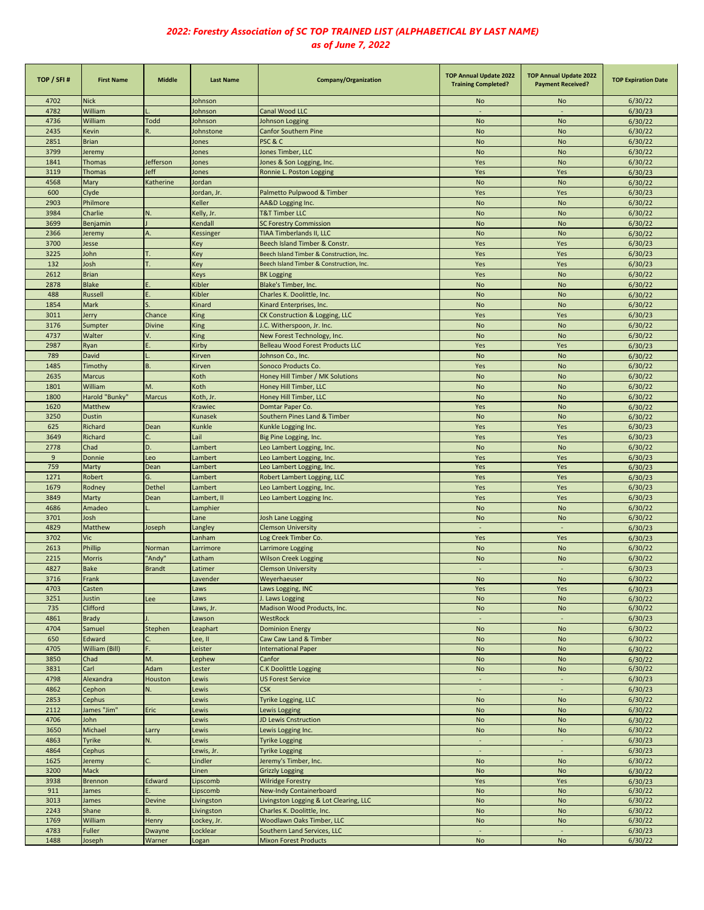# *2022: Forestry Association of SC TOP TRAINED LIST (ALPHABETICAL BY LAST NAME)*
# *as of June 7, 2022*

| TOP / SFI # | First Name | Middle | Last Name | Company/Organization | TOP Annual Update 2022 Training Completed? | TOP Annual Update 2022 Payment Received? | TOP Expiration Date |
|---|---|---|---|---|---|---|---|
| 4702 | Nick | | Johnson | | No | No | 6/30/22 |
| 4782 | William | L. | Johnson | Canal Wood LLC | - | - | 6/30/23 |
| 4736 | William | Todd | Johnson | Johnson Logging | No | No | 6/30/22 |
| 2435 | Kevin | R. | Johnstone | Canfor Southern Pine | No | No | 6/30/22 |
| 2851 | Brian | | Jones | PSC & C | No | No | 6/30/22 |
| 3799 | Jeremy | | Jones | Jones Timber, LLC | No | No | 6/30/22 |
| 1841 | Thomas | Jefferson | Jones | Jones & Son Logging, Inc. | Yes | No | 6/30/22 |
| 3119 | Thomas | Jeff | Jones | Ronnie L. Poston Logging | Yes | Yes | 6/30/23 |
| 4568 | Mary | Katherine | Jordan | | No | No | 6/30/22 |
| 600 | Clyde | | Jordan, Jr. | Palmetto Pulpwood & Timber | Yes | Yes | 6/30/23 |
| 2903 | Philmore | | Keller | AA&D Logging Inc. | No | No | 6/30/22 |
| 3984 | Charlie | N. | Kelly, Jr. | T&T Timber LLC | No | No | 6/30/22 |
| 3699 | Benjamin | J | Kendall | SC Forestry Commission | No | No | 6/30/22 |
| 2366 | Jeremy | A. | Kessinger | TIAA Timberlands II, LLC | No | No | 6/30/22 |
| 3700 | Jesse | | Key | Beech Island Timber & Constr. | Yes | Yes | 6/30/23 |
| 3225 | John | T. | Key | Beech Island Timber & Construction, Inc. | Yes | Yes | 6/30/23 |
| 132 | Josh | T. | Key | Beech Island Timber & Construction, Inc. | Yes | Yes | 6/30/23 |
| 2612 | Brian | | Keys | BK Logging | Yes | No | 6/30/22 |
| 2878 | Blake | E. | Kibler | Blake's Timber, Inc. | No | No | 6/30/22 |
| 488 | Russell | E. | Kibler | Charles K. Doolittle, Inc. | No | No | 6/30/22 |
| 1854 | Mark | S. | Kinard | Kinard Enterprises, Inc. | No | No | 6/30/22 |
| 3011 | Jerry | Chance | King | CK Construction & Logging, LLC | Yes | Yes | 6/30/23 |
| 3176 | Sumpter | Divine | King | J.C. Witherspoon, Jr. Inc. | No | No | 6/30/22 |
| 4737 | Walter | V. | King | New Forest Technology, Inc. | No | No | 6/30/22 |
| 2987 | Ryan | E. | Kirby | Belleau Wood Forest Products LLC | Yes | Yes | 6/30/23 |
| 789 | David | L. | Kirven | Johnson Co., Inc. | No | No | 6/30/22 |
| 1485 | Timothy | B. | Kirven | Sonoco Products Co. | Yes | No | 6/30/22 |
| 2635 | Marcus | | Koth | Honey Hill Timber / MK Solutions | No | No | 6/30/22 |
| 1801 | William | M. | Koth | Honey Hill Timber, LLC | No | No | 6/30/22 |
| 1800 | Harold "Bunky" | Marcus | Koth, Jr. | Honey Hill Timber, LLC | No | No | 6/30/22 |
| 1620 | Matthew | | Krawiec | Domtar Paper Co. | Yes | No | 6/30/22 |
| 3250 | Dustin | | Kunasek | Southern Pines Land & Timber | No | No | 6/30/22 |
| 625 | Richard | Dean | Kunkle | Kunkle Logging Inc. | Yes | Yes | 6/30/23 |
| 3649 | Richard | C. | Lail | Big Pine Logging, Inc. | Yes | Yes | 6/30/23 |
| 2778 | Chad | D. | Lambert | Leo Lambert Logging, Inc. | No | No | 6/30/22 |
| 9 | Donnie | Leo | Lambert | Leo Lambert Logging, Inc. | Yes | Yes | 6/30/23 |
| 759 | Marty | Dean | Lambert | Leo Lambert Logging, Inc. | Yes | Yes | 6/30/23 |
| 1271 | Robert | G. | Lambert | Robert Lambert Logging, LLC | Yes | Yes | 6/30/23 |
| 1679 | Rodney | Dethel | Lambert | Leo Lambert Logging, Inc. | Yes | Yes | 6/30/23 |
| 3849 | Marty | Dean | Lambert, II | Leo Lambert Logging Inc. | Yes | Yes | 6/30/23 |
| 4686 | Amadeo | L. | Lamphier | | No | No | 6/30/22 |
| 3701 | Josh | | Lane | Josh Lane Logging | No | No | 6/30/22 |
| 4829 | Matthew | Joseph | Langley | Clemson University | - | - | 6/30/23 |
| 3702 | Vic | | Lanham | Log Creek Timber Co. | Yes | Yes | 6/30/23 |
| 2613 | Phillip | Norman | Larrimore | Larrimore Logging | No | No | 6/30/22 |
| 2215 | Morris | "Andy" | Latham | Wilson Creek Logging | No | No | 6/30/22 |
| 4827 | Bake | Brandt | Latimer | Clemson University | - | - | 6/30/23 |
| 3716 | Frank | | Lavender | Weyerhaeuser | No | No | 6/30/22 |
| 4703 | Casten | | Laws | Laws Logging, INC | Yes | Yes | 6/30/23 |
| 3251 | Justin | Lee | Laws | J. Laws Logging | No | No | 6/30/22 |
| 735 | Clifford | | Laws, Jr. | Madison Wood Products, Inc. | No | No | 6/30/22 |
| 4861 | Brady | J. | Lawson | WestRock | - | - | 6/30/23 |
| 4704 | Samuel | Stephen | Leaphart | Dominion Energy | No | No | 6/30/22 |
| 650 | Edward | C. | Lee, II | Caw Caw Land & Timber | No | No | 6/30/22 |
| 4705 | William (Bill) | F. | Leister | International Paper | No | No | 6/30/22 |
| 3850 | Chad | M. | Lephew | Canfor | No | No | 6/30/22 |
| 3831 | Carl | Adam | Lester | C.K Doolittle Logging | No | No | 6/30/22 |
| 4798 | Alexandra | Houston | Lewis | US Forest Service | - | - | 6/30/23 |
| 4862 | Cephon | N. | Lewis | CSK | - | - | 6/30/23 |
| 2853 | Cephus | | Lewis | Tyrike Logging, LLC | No | No | 6/30/22 |
| 2112 | James "Jim" | Eric | Lewis | Lewis Logging | No | No | 6/30/22 |
| 4706 | John | | Lewis | JD Lewis Cnstruction | No | No | 6/30/22 |
| 3650 | Michael | Larry | Lewis | Lewis Logging Inc. | No | No | 6/30/22 |
| 4863 | Tyrike | N. | Lewis | Tyrike Logging | - | - | 6/30/23 |
| 4864 | Cephus | | Lewis, Jr. | Tyrike Logging | - | - | 6/30/23 |
| 1625 | Jeremy | C. | Lindler | Jeremy's Timber, Inc. | No | No | 6/30/22 |
| 3200 | Mack | | Linen | Grizzly Logging | No | No | 6/30/22 |
| 3938 | Brennon | Edward | Lipscomb | Wilridge Forestry | Yes | Yes | 6/30/23 |
| 911 | James | E. | Lipscomb | New-Indy Containerboard | No | No | 6/30/22 |
| 3013 | James | Devine | Livingston | Livingston Logging & Lot Clearing, LLC | No | No | 6/30/22 |
| 2243 | Shane | B. | Livingston | Charles K. Doolittle, Inc. | No | No | 6/30/22 |
| 1769 | William | Henry | Lockey, Jr. | Woodlawn Oaks Timber, LLC | No | No | 6/30/22 |
| 4783 | Fuller | Dwayne | Locklear | Southern Land Services, LLC | - | - | 6/30/23 |
| 1488 | Joseph | Warner | Logan | Mixon Forest Products | No | No | 6/30/22 |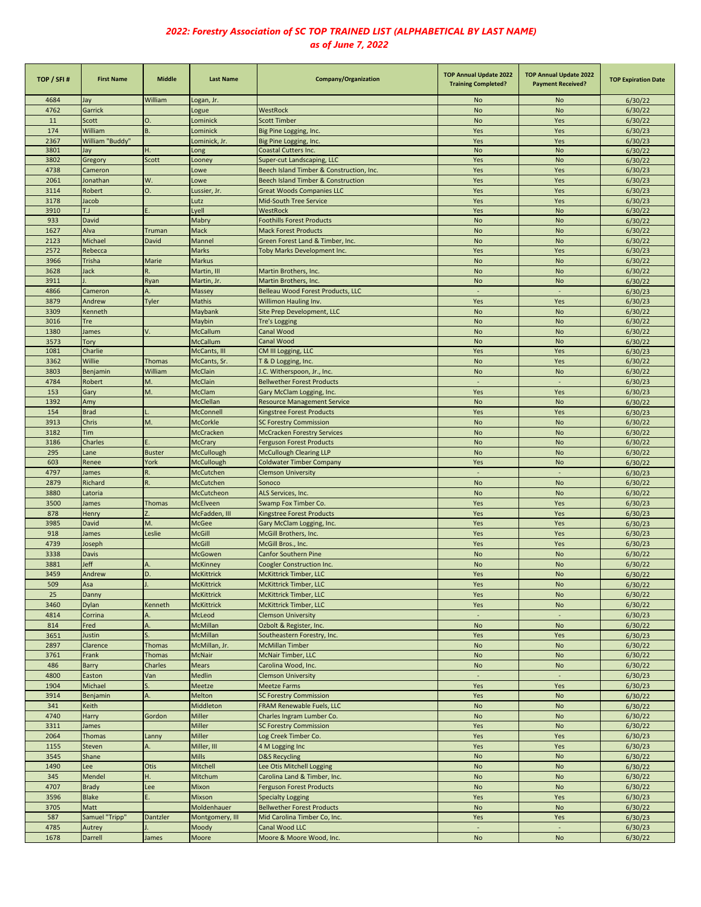*2022: Forestry Association of SC TOP TRAINED LIST (ALPHABETICAL BY LAST NAME)*
*as of June 7, 2022*

| TOP / SFI # | First Name | Middle | Last Name | Company/Organization | TOP Annual Update 2022 Training Completed? | TOP Annual Update 2022 Payment Received? | TOP Expiration Date |
|---|---|---|---|---|---|---|---|
| 4684 | Jay | William | Logan, Jr. | | No | No | 6/30/22 |
| 4762 | Garrick | | Logue | WestRock | No | No | 6/30/22 |
| 11 | Scott | O. | Lominick | Scott Timber | No | Yes | 6/30/22 |
| 174 | William | B. | Lominick | Big Pine Logging, Inc. | Yes | Yes | 6/30/23 |
| 2367 | William "Buddy" | | Lominick, Jr. | Big Pine Logging, Inc. | Yes | Yes | 6/30/23 |
| 3801 | Jay | H. | Long | Coastal Cutters Inc. | No | No | 6/30/22 |
| 3802 | Gregory | Scott | Looney | Super-cut Landscaping, LLC | Yes | No | 6/30/22 |
| 4738 | Cameron | | Lowe | Beech Island Timber & Construction, Inc. | Yes | Yes | 6/30/23 |
| 2061 | Jonathan | W. | Lowe | Beech Island Timber & Construction | Yes | Yes | 6/30/23 |
| 3114 | Robert | O. | Lussier, Jr. | Great Woods Companies LLC | Yes | Yes | 6/30/23 |
| 3178 | Jacob | | Lutz | Mid-South Tree Service | Yes | Yes | 6/30/23 |
| 3910 | T.J | E. | Lyell | WestRock | Yes | No | 6/30/22 |
| 933 | David | | Mabry | Foothills Forest Products | No | No | 6/30/22 |
| 1627 | Alva | Truman | Mack | Mack Forest Products | No | No | 6/30/22 |
| 2123 | Michael | David | Mannel | Green Forest Land & Timber, Inc. | No | No | 6/30/22 |
| 2572 | Rebecca | | Marks | Toby Marks Development Inc. | Yes | Yes | 6/30/23 |
| 3966 | Trisha | Marie | Markus | | No | No | 6/30/22 |
| 3628 | Jack | R. | Martin, III | Martin Brothers, Inc. | No | No | 6/30/22 |
| 3911 | J. | Ryan | Martin, Jr. | Martin Brothers, Inc. | No | No | 6/30/22 |
| 4866 | Cameron | A. | Massey | Belleau Wood Forest Products, LLC | - | - | 6/30/23 |
| 3879 | Andrew | Tyler | Mathis | Willimon Hauling Inv. | Yes | Yes | 6/30/23 |
| 3309 | Kenneth | | Maybank | Site Prep Development, LLC | No | No | 6/30/22 |
| 3016 | Tre | | Maybin | Tre's Logging | No | No | 6/30/22 |
| 1380 | James | V. | McCallum | Canal Wood | No | No | 6/30/22 |
| 3573 | Tory | | McCallum | Canal Wood | No | No | 6/30/22 |
| 1081 | Charlie | | McCants, III | CM III Logging, LLC | Yes | Yes | 6/30/23 |
| 3362 | Willie | Thomas | McCants, Sr. | T & D Logging, Inc. | No | Yes | 6/30/22 |
| 3803 | Benjamin | William | McClain | J.C. Witherspoon, Jr., Inc. | No | No | 6/30/22 |
| 4784 | Robert | M. | McClain | Bellwether Forest Products | - | - | 6/30/23 |
| 153 | Gary | M. | McClam | Gary McClam Logging, Inc. | Yes | Yes | 6/30/23 |
| 1392 | Amy | | McClellan | Resource Management Service | No | No | 6/30/22 |
| 154 | Brad | L. | McConnell | Kingstree Forest Products | Yes | Yes | 6/30/23 |
| 3913 | Chris | M. | McCorkle | SC Forestry Commission | No | No | 6/30/22 |
| 3182 | Tim | | McCracken | McCracken Forestry Services | No | No | 6/30/22 |
| 3186 | Charles | E. | McCrary | Ferguson Forest Products | No | No | 6/30/22 |
| 295 | Lane | Buster | McCullough | McCullough Clearing LLP | No | No | 6/30/22 |
| 603 | Renee | York | McCullough | Coldwater Timber Company | Yes | No | 6/30/22 |
| 4797 | James | R. | McCutchen | Clemson University | - | - | 6/30/23 |
| 2879 | Richard | R. | McCutchen | Sonoco | No | No | 6/30/22 |
| 3880 | Latoria | | McCutcheon | ALS Services, Inc. | No | No | 6/30/22 |
| 3500 | James | Thomas | McElveen | Swamp Fox Timber Co. | Yes | Yes | 6/30/23 |
| 878 | Henry | Z. | McFadden, III | Kingstree Forest Products | Yes | Yes | 6/30/23 |
| 3985 | David | M. | McGee | Gary McClam Logging, Inc. | Yes | Yes | 6/30/23 |
| 918 | James | Leslie | McGill | McGill Brothers, Inc. | Yes | Yes | 6/30/23 |
| 4739 | Joseph | | McGill | McGill Bros., Inc. | Yes | Yes | 6/30/23 |
| 3338 | Davis | | McGowen | Canfor Southern Pine | No | No | 6/30/22 |
| 3881 | Jeff | A. | McKinney | Coogler Construction Inc. | No | No | 6/30/22 |
| 3459 | Andrew | D. | McKittrick | McKittrick Timber, LLC | Yes | No | 6/30/22 |
| 509 | Asa | J. | McKittrick | McKittrick Timber, LLC | Yes | No | 6/30/22 |
| 25 | Danny | | McKittrick | McKittrick Timber, LLC | Yes | No | 6/30/22 |
| 3460 | Dylan | Kenneth | McKittrick | McKittrick Timber, LLC | Yes | No | 6/30/22 |
| 4814 | Corrina | A. | McLeod | Clemson University | - | - | 6/30/23 |
| 814 | Fred | A. | McMillan | Ozbolt & Register, Inc. | No | No | 6/30/22 |
| 3651 | Justin | S. | McMillan | Southeastern Forestry, Inc. | Yes | Yes | 6/30/23 |
| 2897 | Clarence | Thomas | McMillan, Jr. | McMillan Timber | No | No | 6/30/22 |
| 3761 | Frank | Thomas | McNair | McNair Timber, LLC | No | No | 6/30/22 |
| 486 | Barry | Charles | Mears | Carolina Wood, Inc. | No | No | 6/30/22 |
| 4800 | Easton | Van | Medlin | Clemson University | - | - | 6/30/23 |
| 1904 | Michael | S. | Meetze | Meetze Farms | Yes | Yes | 6/30/23 |
| 3914 | Benjamin | A. | Melton | SC Forestry Commission | Yes | No | 6/30/22 |
| 341 | Keith | | Middleton | FRAM Renewable Fuels, LLC | No | No | 6/30/22 |
| 4740 | Harry | Gordon | Miller | Charles Ingram Lumber Co. | No | No | 6/30/22 |
| 3311 | James | | Miller | SC Forestry Commission | Yes | No | 6/30/22 |
| 2064 | Thomas | Lanny | Miller | Log Creek Timber Co. | Yes | Yes | 6/30/23 |
| 1155 | Steven | A. | Miller, III | 4 M Logging Inc | Yes | Yes | 6/30/23 |
| 3545 | Shane | | Mills | D&S Recycling | No | No | 6/30/22 |
| 1490 | Lee | Otis | Mitchell | Lee Otis Mitchell Logging | No | No | 6/30/22 |
| 345 | Mendel | H. | Mitchum | Carolina Land & Timber, Inc. | No | No | 6/30/22 |
| 4707 | Brady | Lee | Mixon | Ferguson Forest Products | No | No | 6/30/22 |
| 3596 | Blake | E. | Mixson | Specialty Logging | Yes | Yes | 6/30/23 |
| 3705 | Matt | | Moldenhauer | Bellwether Forest Products | No | No | 6/30/22 |
| 587 | Samuel "Tripp" | Dantzler | Montgomery, III | Mid Carolina Timber Co, Inc. | Yes | Yes | 6/30/23 |
| 4785 | Autrey | J. | Moody | Canal Wood LLC | - | - | 6/30/23 |
| 1678 | Darrell | James | Moore | Moore & Moore Wood, Inc. | No | No | 6/30/22 |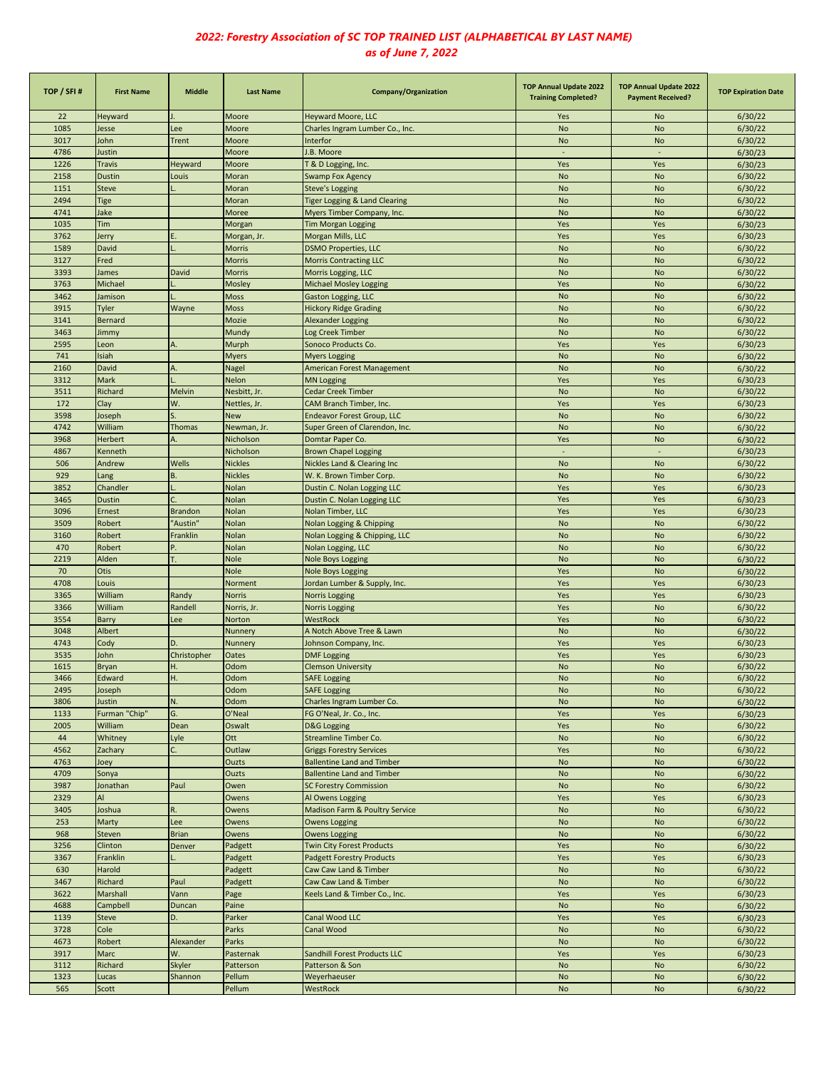# *2022: Forestry Association of SC TOP TRAINED LIST (ALPHABETICAL BY LAST NAME)*
## *as of June 7, 2022*

| TOP / SFI # | First Name | Middle | Last Name | Company/Organization | TOP Annual Update 2022 Training Completed? | TOP Annual Update 2022 Payment Received? | TOP Expiration Date |
|---|---|---|---|---|---|---|---|
| 22 | Heyward | J. | Moore | Heyward Moore, LLC | Yes | No | 6/30/22 |
| 1085 | Jesse | Lee | Moore | Charles Ingram Lumber Co., Inc. | No | No | 6/30/22 |
| 3017 | John | Trent | Moore | Interfor | No | No | 6/30/22 |
| 4786 | Justin | | Moore | J.B. Moore | - | - | 6/30/23 |
| 1226 | Travis | Heyward | Moore | T & D Logging, Inc. | Yes | Yes | 6/30/23 |
| 2158 | Dustin | Louis | Moran | Swamp Fox Agency | No | No | 6/30/22 |
| 1151 | Steve | L. | Moran | Steve's Logging | No | No | 6/30/22 |
| 2494 | Tige | | Moran | Tiger Logging & Land Clearing | No | No | 6/30/22 |
| 4741 | Jake | | Moree | Myers Timber Company, Inc. | No | No | 6/30/22 |
| 1035 | Tim | | Morgan | Tim Morgan Logging | Yes | Yes | 6/30/23 |
| 3762 | Jerry | E. | Morgan, Jr. | Morgan Mills, LLC | Yes | Yes | 6/30/23 |
| 1589 | David | L. | Morris | DSMO Properties, LLC | No | No | 6/30/22 |
| 3127 | Fred | | Morris | Morris Contracting LLC | No | No | 6/30/22 |
| 3393 | James | David | Morris | Morris Logging, LLC | No | No | 6/30/22 |
| 3763 | Michael | L. | Mosley | Michael Mosley Logging | Yes | No | 6/30/22 |
| 3462 | Jamison | L. | Moss | Gaston Logging, LLC | No | No | 6/30/22 |
| 3915 | Tyler | Wayne | Moss | Hickory Ridge Grading | No | No | 6/30/22 |
| 3141 | Bernard | | Mozie | Alexander Logging | No | No | 6/30/22 |
| 3463 | Jimmy | | Mundy | Log Creek Timber | No | No | 6/30/22 |
| 2595 | Leon | A. | Murph | Sonoco Products Co. | Yes | Yes | 6/30/23 |
| 741 | Isiah | | Myers | Myers Logging | No | No | 6/30/22 |
| 2160 | David | A. | Nagel | American Forest Management | No | No | 6/30/22 |
| 3312 | Mark | L. | Nelon | MN Logging | Yes | Yes | 6/30/23 |
| 3511 | Richard | Melvin | Nesbitt, Jr. | Cedar Creek Timber | No | No | 6/30/22 |
| 172 | Clay | W. | Nettles, Jr. | CAM Branch Timber, Inc. | Yes | Yes | 6/30/23 |
| 3598 | Joseph | S. | New | Endeavor Forest Group, LLC | No | No | 6/30/22 |
| 4742 | William | Thomas | Newman, Jr. | Super Green of Clarendon, Inc. | No | No | 6/30/22 |
| 3968 | Herbert | A. | Nicholson | Domtar Paper Co. | Yes | No | 6/30/22 |
| 4867 | Kenneth | | Nicholson | Brown Chapel Logging | - | - | 6/30/23 |
| 506 | Andrew | Wells | Nickles | Nickles Land & Clearing Inc | No | No | 6/30/22 |
| 929 | Lang | B. | Nickles | W. K. Brown Timber Corp. | No | No | 6/30/22 |
| 3852 | Chandler | L. | Nolan | Dustin C. Nolan Logging LLC | Yes | Yes | 6/30/23 |
| 3465 | Dustin | C. | Nolan | Dustin C. Nolan Logging LLC | Yes | Yes | 6/30/23 |
| 3096 | Ernest | Brandon | Nolan | Nolan Timber, LLC | Yes | Yes | 6/30/23 |
| 3509 | Robert | "Austin" | Nolan | Nolan Logging & Chipping | No | No | 6/30/22 |
| 3160 | Robert | Franklin | Nolan | Nolan Logging & Chipping, LLC | No | No | 6/30/22 |
| 470 | Robert | P. | Nolan | Nolan Logging, LLC | No | No | 6/30/22 |
| 2219 | Alden | T. | Nole | Nole Boys Logging | No | No | 6/30/22 |
| 70 | Otis | | Nole | Nole Boys Logging | Yes | No | 6/30/22 |
| 4708 | Louis | | Norment | Jordan Lumber & Supply, Inc. | Yes | Yes | 6/30/23 |
| 3365 | William | Randy | Norris | Norris Logging | Yes | Yes | 6/30/23 |
| 3366 | William | Randell | Norris, Jr. | Norris Logging | Yes | No | 6/30/22 |
| 3554 | Barry | Lee | Norton | WestRock | Yes | No | 6/30/22 |
| 3048 | Albert | | Nunnery | A Notch Above Tree & Lawn | No | No | 6/30/22 |
| 4743 | Cody | D. | Nunnery | Johnson Company, Inc. | Yes | Yes | 6/30/23 |
| 3535 | John | Christopher | Oates | DMF Logging | Yes | Yes | 6/30/23 |
| 1615 | Bryan | H. | Odom | Clemson University | No | No | 6/30/22 |
| 3466 | Edward | H. | Odom | SAFE Logging | No | No | 6/30/22 |
| 2495 | Joseph | | Odom | SAFE Logging | No | No | 6/30/22 |
| 3806 | Justin | N. | Odom | Charles Ingram Lumber Co. | No | No | 6/30/22 |
| 1133 | Furman "Chip" | G. | O'Neal | FG O'Neal, Jr. Co., Inc. | Yes | Yes | 6/30/23 |
| 2005 | William | Dean | Oswalt | D&G Logging | Yes | No | 6/30/22 |
| 44 | Whitney | Lyle | Ott | Streamline Timber Co. | No | No | 6/30/22 |
| 4562 | Zachary | C. | Outlaw | Griggs Forestry Services | Yes | No | 6/30/22 |
| 4763 | Joey | | Ouzts | Ballentine Land and Timber | No | No | 6/30/22 |
| 4709 | Sonya | | Ouzts | Ballentine Land and Timber | No | No | 6/30/22 |
| 3987 | Jonathan | Paul | Owen | SC Forestry Commission | No | No | 6/30/22 |
| 2329 | Al | | Owens | Al Owens Logging | Yes | Yes | 6/30/23 |
| 3405 | Joshua | R. | Owens | Madison Farm & Poultry Service | No | No | 6/30/22 |
| 253 | Marty | Lee | Owens | Owens Logging | No | No | 6/30/22 |
| 968 | Steven | Brian | Owens | Owens Logging | No | No | 6/30/22 |
| 3256 | Clinton | Denver | Padgett | Twin City Forest Products | Yes | No | 6/30/22 |
| 3367 | Franklin | L. | Padgett | Padgett Forestry Products | Yes | Yes | 6/30/23 |
| 630 | Harold | | Padgett | Caw Caw Land & Timber | No | No | 6/30/22 |
| 3467 | Richard | Paul | Padgett | Caw Caw Land & Timber | No | No | 6/30/22 |
| 3622 | Marshall | Vann | Page | Keels Land & Timber Co., Inc. | Yes | Yes | 6/30/23 |
| 4688 | Campbell | Duncan | Paine | | No | No | 6/30/22 |
| 1139 | Steve | D. | Parker | Canal Wood LLC | Yes | Yes | 6/30/23 |
| 3728 | Cole | | Parks | Canal Wood | No | No | 6/30/22 |
| 4673 | Robert | Alexander | Parks | | No | No | 6/30/22 |
| 3917 | Marc | W. | Pasternak | Sandhill Forest Products LLC | Yes | Yes | 6/30/23 |
| 3112 | Richard | Skyler | Patterson | Patterson & Son | No | No | 6/30/22 |
| 1323 | Lucas | Shannon | Pellum | Weyerhaeuser | No | No | 6/30/22 |
| 565 | Scott | | Pellum | WestRock | No | No | 6/30/22 |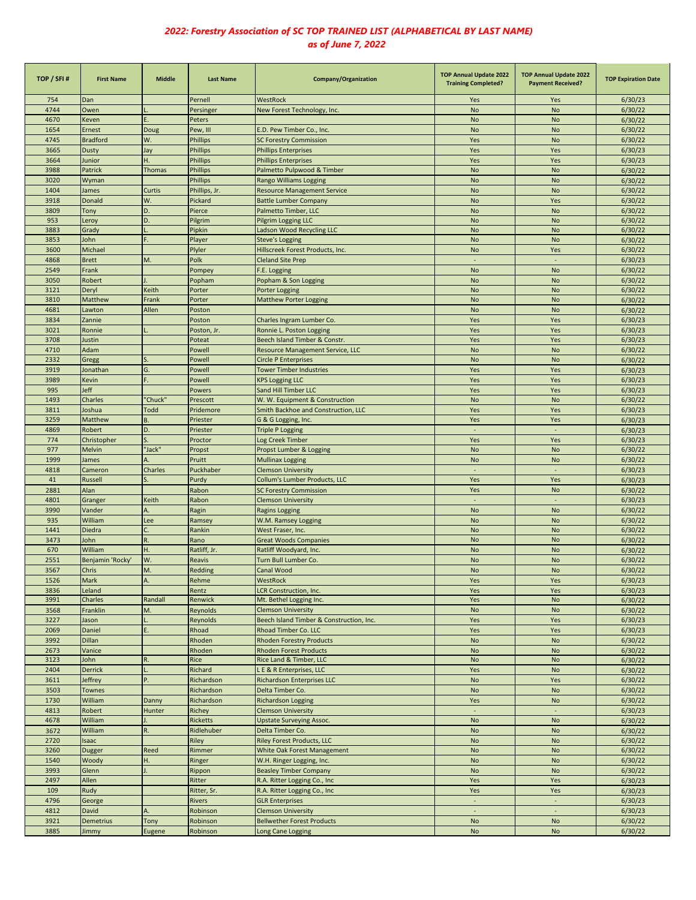# *2022: Forestry Association of SC TOP TRAINED LIST (ALPHABETICAL BY LAST NAME)*
## *as of June 7, 2022*

| TOP / SFI # | First Name | Middle | Last Name | Company/Organization | TOP Annual Update 2022 Training Completed? | TOP Annual Update 2022 Payment Received? | TOP Expiration Date |
|---|---|---|---|---|---|---|---|
| 754 | Dan | | Pernell | WestRock | Yes | Yes | 6/30/23 |
| 4744 | Owen | L. | Persinger | New Forest Technology, Inc. | No | No | 6/30/22 |
| 4670 | Keven | E. | Peters | | No | No | 6/30/22 |
| 1654 | Ernest | Doug | Pew, III | E.D. Pew Timber Co., Inc. | No | No | 6/30/22 |
| 4745 | Bradford | W. | Phillips | SC Forestry Commission | Yes | No | 6/30/22 |
| 3665 | Dusty | Jay | Phillips | Phillips Enterprises | Yes | Yes | 6/30/23 |
| 3664 | Junior | H. | Phillips | Phillips Enterprises | Yes | Yes | 6/30/23 |
| 3988 | Patrick | Thomas | Phillips | Palmetto Pulpwood & Timber | No | No | 6/30/22 |
| 3020 | Wyman | | Phillips | Rango Williams Logging | No | No | 6/30/22 |
| 1404 | James | Curtis | Phillips, Jr. | Resource Management Service | No | No | 6/30/22 |
| 3918 | Donald | W. | Pickard | Battle Lumber Company | No | Yes | 6/30/22 |
| 3809 | Tony | D. | Pierce | Palmetto Timber, LLC | No | No | 6/30/22 |
| 953 | Leroy | D. | Pilgrim | Pilgrim Logging LLC | No | No | 6/30/22 |
| 3883 | Grady | L. | Pipkin | Ladson Wood Recycling LLC | No | No | 6/30/22 |
| 3853 | John | F. | Player | Steve's Logging | No | No | 6/30/22 |
| 3600 | Michael | | Plyler | Hillscreek Forest Products, Inc. | No | Yes | 6/30/22 |
| 4868 | Brett | M. | Polk | Cleland Site Prep | - | - | 6/30/23 |
| 2549 | Frank | | Pompey | F.E. Logging | No | No | 6/30/22 |
| 3050 | Robert | J. | Popham | Popham & Son Logging | No | No | 6/30/22 |
| 3121 | Deryl | Keith | Porter | Porter Logging | No | No | 6/30/22 |
| 3810 | Matthew | Frank | Porter | Matthew Porter Logging | No | No | 6/30/22 |
| 4681 | Lawton | Allen | Poston | | No | No | 6/30/22 |
| 3834 | Zannie | | Poston | Charles Ingram Lumber Co. | Yes | Yes | 6/30/23 |
| 3021 | Ronnie | L. | Poston, Jr. | Ronnie L. Poston Logging | Yes | Yes | 6/30/23 |
| 3708 | Justin | | Poteat | Beech Island Timber & Constr. | Yes | Yes | 6/30/23 |
| 4710 | Adam | | Powell | Resource Management Service, LLC | No | No | 6/30/22 |
| 2332 | Gregg | S. | Powell | Circle P Enterprises | No | No | 6/30/22 |
| 3919 | Jonathan | G. | Powell | Tower Timber Industries | Yes | Yes | 6/30/23 |
| 3989 | Kevin | F. | Powell | KPS Logging LLC | Yes | Yes | 6/30/23 |
| 995 | Jeff | | Powers | Sand Hill Timber LLC | Yes | Yes | 6/30/23 |
| 1493 | Charles | "Chuck" | Prescott | W. W. Equipment & Construction | No | No | 6/30/22 |
| 3811 | Joshua | Todd | Pridemore | Smith Backhoe and Construction, LLC | Yes | Yes | 6/30/23 |
| 3259 | Matthew | B. | Priester | G & G Logging, Inc. | Yes | Yes | 6/30/23 |
| 4869 | Robert | D. | Priester | Triple P Logging | - | - | 6/30/23 |
| 774 | Christopher | S. | Proctor | Log Creek Timber | Yes | Yes | 6/30/23 |
| 977 | Melvin | "Jack" | Propst | Propst Lumber & Logging | No | No | 6/30/22 |
| 1999 | James | A. | Pruitt | Mullinax Logging | No | No | 6/30/22 |
| 4818 | Cameron | Charles | Puckhaber | Clemson University | - | - | 6/30/23 |
| 41 | Russell | S. | Purdy | Collum's Lumber Products, LLC | Yes | Yes | 6/30/23 |
| 2881 | Alan | | Rabon | SC Forestry Commission | Yes | No | 6/30/22 |
| 4801 | Granger | Keith | Rabon | Clemson University | - | - | 6/30/23 |
| 3990 | Vander | A. | Ragin | Ragins Logging | No | No | 6/30/22 |
| 935 | William | Lee | Ramsey | W.M. Ramsey Logging | No | No | 6/30/22 |
| 1441 | Diedra | C. | Rankin | West Fraser, Inc. | No | No | 6/30/22 |
| 3473 | John | R. | Rano | Great Woods Companies | No | No | 6/30/22 |
| 670 | William | H. | Ratliff, Jr. | Ratliff Woodyard, Inc. | No | No | 6/30/22 |
| 2551 | Benjamin 'Rocky' | W. | Reavis | Turn Bull Lumber Co. | No | No | 6/30/22 |
| 3567 | Chris | M. | Redding | Canal Wood | No | No | 6/30/22 |
| 1526 | Mark | A. | Rehme | WestRock | Yes | Yes | 6/30/23 |
| 3836 | Leland | | Rentz | LCR Construction, Inc. | Yes | Yes | 6/30/23 |
| 3991 | Charles | Randall | Renwick | Mt. Bethel Logging Inc. | Yes | No | 6/30/22 |
| 3568 | Franklin | M. | Reynolds | Clemson University | No | No | 6/30/22 |
| 3227 | Jason | L. | Reynolds | Beech Island Timber & Construction, Inc. | Yes | Yes | 6/30/23 |
| 2069 | Daniel | E. | Rhoad | Rhoad Timber Co. LLC | Yes | Yes | 6/30/23 |
| 3992 | Dillan | | Rhoden | Rhoden Forestry Products | No | No | 6/30/22 |
| 2673 | Vanice | | Rhoden | Rhoden Forest Products | No | No | 6/30/22 |
| 3123 | John | R. | Rice | Rice Land & Timber, LLC | No | No | 6/30/22 |
| 2404 | Derrick | L. | Richard | L E & R Enterprises, LLC | Yes | No | 6/30/22 |
| 3611 | Jeffrey | P. | Richardson | Richardson Enterprises LLC | No | Yes | 6/30/22 |
| 3503 | Townes | | Richardson | Delta Timber Co. | No | No | 6/30/22 |
| 1730 | William | Danny | Richardson | Richardson Logging | Yes | No | 6/30/22 |
| 4813 | Robert | Hunter | Richey | Clemson University | - | - | 6/30/23 |
| 4678 | William | J. | Ricketts | Upstate Surveying Assoc. | No | No | 6/30/22 |
| 3672 | William | R. | Ridlehuber | Delta Timber Co. | No | No | 6/30/22 |
| 2720 | Isaac | | Riley | Riley Forest Products, LLC | No | No | 6/30/22 |
| 3260 | Dugger | Reed | Rimmer | White Oak Forest Management | No | No | 6/30/22 |
| 1540 | Woody | H. | Ringer | W.H. Ringer Logging, Inc. | No | No | 6/30/22 |
| 3993 | Glenn | J. | Rippon | Beasley Timber Company | No | No | 6/30/22 |
| 2497 | Allen | | Ritter | R.A. Ritter Logging Co., Inc | Yes | Yes | 6/30/23 |
| 109 | Rudy | | Ritter, Sr. | R.A. Ritter Logging Co., Inc | Yes | Yes | 6/30/23 |
| 4796 | George | | Rivers | GLR Enterprises | - | - | 6/30/23 |
| 4812 | David | A. | Robinson | Clemson University | - | - | 6/30/23 |
| 3921 | Demetrius | Tony | Robinson | Bellwether Forest Products | No | No | 6/30/22 |
| 3885 | Jimmy | Eugene | Robinson | Long Cane Logging | No | No | 6/30/22 |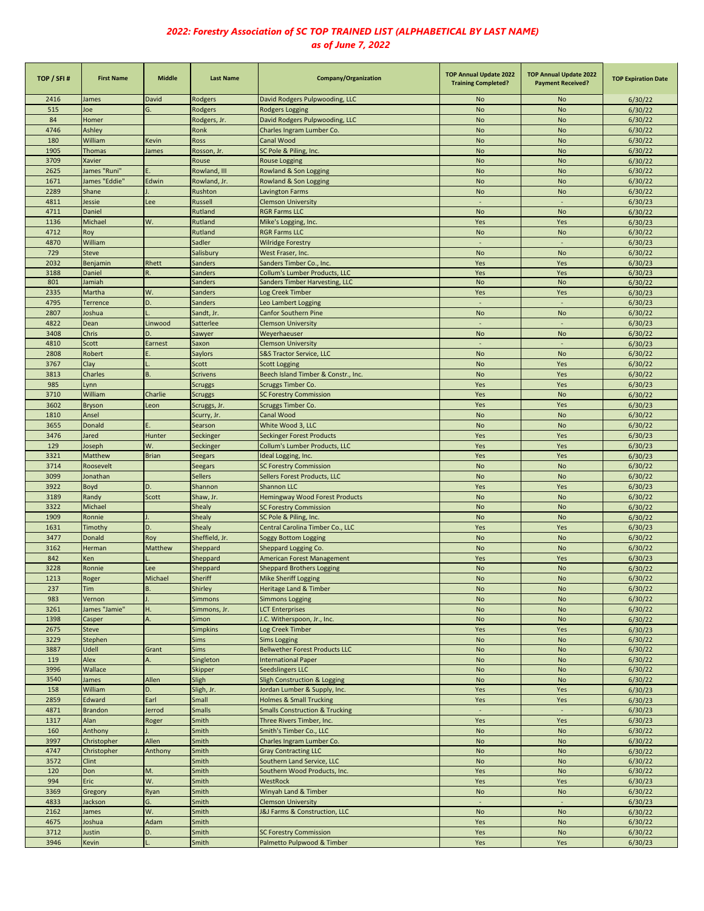# 2022: Forestry Association of SC TOP TRAINED LIST (ALPHABETICAL BY LAST NAME)

## as of June 7, 2022

| TOP / SFI # | First Name | Middle | Last Name | Company/Organization | TOP Annual Update 2022 Training Completed? | TOP Annual Update 2022 Payment Received? | TOP Expiration Date |
|---|---|---|---|---|---|---|---|
| 2416 | James | David | Rodgers | David Rodgers Pulpwooding, LLC | No | No | 6/30/22 |
| 515 | Joe | G. | Rodgers | Rodgers Logging | No | No | 6/30/22 |
| 84 | Homer | | Rodgers, Jr. | David Rodgers Pulpwooding, LLC | No | No | 6/30/22 |
| 4746 | Ashley | | Ronk | Charles Ingram Lumber Co. | No | No | 6/30/22 |
| 180 | William | Kevin | Ross | Canal Wood | No | No | 6/30/22 |
| 1905 | Thomas | James | Rosson, Jr. | SC Pole & Piling, Inc. | No | No | 6/30/22 |
| 3709 | Xavier | | Rouse | Rouse Logging | No | No | 6/30/22 |
| 2625 | James "Runi" | E. | Rowland, III | Rowland & Son Logging | No | No | 6/30/22 |
| 1671 | James "Eddie" | Edwin | Rowland, Jr. | Rowland & Son Logging | No | No | 6/30/22 |
| 2289 | Shane | J. | Rushton | Lavington Farms | No | No | 6/30/22 |
| 4811 | Jessie | Lee | Russell | Clemson University | - | - | 6/30/23 |
| 4711 | Daniel | | Rutland | RGR Farms LLC | No | No | 6/30/22 |
| 1136 | Michael | W. | Rutland | Mike's Logging, Inc. | Yes | Yes | 6/30/23 |
| 4712 | Roy | | Rutland | RGR Farms LLC | No | No | 6/30/22 |
| 4870 | William | | Sadler | Wilridge Forestry | - | - | 6/30/23 |
| 729 | Steve | | Salisbury | West Fraser, Inc. | No | No | 6/30/22 |
| 2032 | Benjamin | Rhett | Sanders | Sanders Timber Co., Inc. | Yes | Yes | 6/30/23 |
| 3188 | Daniel | R. | Sanders | Collum's Lumber Products, LLC | Yes | Yes | 6/30/23 |
| 801 | Jamiah | | Sanders | Sanders Timber Harvesting, LLC | No | No | 6/30/22 |
| 2335 | Martha | W. | Sanders | Log Creek Timber | Yes | Yes | 6/30/23 |
| 4795 | Terrence | D. | Sanders | Leo Lambert Logging | - | - | 6/30/23 |
| 2807 | Joshua | L. | Sandt, Jr. | Canfor Southern Pine | No | No | 6/30/22 |
| 4822 | Dean | Linwood | Satterlee | Clemson University | - | - | 6/30/23 |
| 3408 | Chris | D. | Sawyer | Weyerhaeuser | No | No | 6/30/22 |
| 4810 | Scott | Earnest | Saxon | Clemson University | - | - | 6/30/23 |
| 2808 | Robert | E. | Saylors | S&S Tractor Service, LLC | No | No | 6/30/22 |
| 3767 | Clay | L. | Scott | Scott Logging | No | Yes | 6/30/22 |
| 3813 | Charles | B. | Scrivens | Beech Island Timber & Constr., Inc. | No | Yes | 6/30/22 |
| 985 | Lynn | | Scruggs | Scruggs Timber Co. | Yes | Yes | 6/30/23 |
| 3710 | William | Charlie | Scruggs | SC Forestry Commission | Yes | No | 6/30/22 |
| 3602 | Bryson | Leon | Scruggs, Jr. | Scruggs Timber Co. | Yes | Yes | 6/30/23 |
| 1810 | Ansel | | Scurry, Jr. | Canal Wood | No | No | 6/30/22 |
| 3655 | Donald | E. | Searson | White Wood 3, LLC | No | No | 6/30/22 |
| 3476 | Jared | Hunter | Seckinger | Seckinger Forest Products | Yes | Yes | 6/30/23 |
| 129 | Joseph | W. | Seckinger | Collum's Lumber Products, LLC | Yes | Yes | 6/30/23 |
| 3321 | Matthew | Brian | Seegars | Ideal Logging, Inc. | Yes | Yes | 6/30/23 |
| 3714 | Roosevelt | | Seegars | SC Forestry Commission | No | No | 6/30/22 |
| 3099 | Jonathan | | Sellers | Sellers Forest Products, LLC | No | No | 6/30/22 |
| 3922 | Boyd | D. | Shannon | Shannon LLC | Yes | Yes | 6/30/23 |
| 3189 | Randy | Scott | Shaw, Jr. | Hemingway Wood Forest Products | No | No | 6/30/22 |
| 3322 | Michael | | Shealy | SC Forestry Commission | No | No | 6/30/22 |
| 1909 | Ronnie | J. | Shealy | SC Pole & Piling, Inc. | No | No | 6/30/22 |
| 1631 | Timothy | D. | Shealy | Central Carolina Timber Co., LLC | Yes | Yes | 6/30/23 |
| 3477 | Donald | Roy | Sheffield, Jr. | Soggy Bottom Logging | No | No | 6/30/22 |
| 3162 | Herman | Matthew | Sheppard | Sheppard Logging Co. | No | No | 6/30/22 |
| 842 | Ken | L. | Sheppard | American Forest Management | Yes | Yes | 6/30/23 |
| 3228 | Ronnie | Lee | Sheppard | Sheppard Brothers Logging | No | No | 6/30/22 |
| 1213 | Roger | Michael | Sheriff | Mike Sheriff Logging | No | No | 6/30/22 |
| 237 | Tim | B. | Shirley | Heritage Land & Timber | No | No | 6/30/22 |
| 983 | Vernon | J. | Simmons | Simmons Logging | No | No | 6/30/22 |
| 3261 | James "Jamie" | H. | Simmons, Jr. | LCT Enterprises | No | No | 6/30/22 |
| 1398 | Casper | A. | Simon | J.C. Witherspoon, Jr., Inc. | No | No | 6/30/22 |
| 2675 | Steve | | Simpkins | Log Creek Timber | Yes | Yes | 6/30/23 |
| 3229 | Stephen | | Sims | Sims Logging | No | No | 6/30/22 |
| 3887 | Udell | Grant | Sims | Bellwether Forest Products LLC | No | No | 6/30/22 |
| 119 | Alex | A. | Singleton | International Paper | No | No | 6/30/22 |
| 3996 | Wallace | | Skipper | Seedslingers LLC | No | No | 6/30/22 |
| 3540 | James | Allen | Sligh | Sligh Construction & Logging | No | No | 6/30/22 |
| 158 | William | D. | Sligh, Jr. | Jordan Lumber & Supply, Inc. | Yes | Yes | 6/30/23 |
| 2859 | Edward | Earl | Small | Holmes & Small Trucking | Yes | Yes | 6/30/23 |
| 4871 | Brandon | Jerrod | Smalls | Smalls Construction & Trucking | - | - | 6/30/23 |
| 1317 | Alan | Roger | Smith | Three Rivers Timber, Inc. | Yes | Yes | 6/30/23 |
| 160 | Anthony | J. | Smith | Smith's Timber Co., LLC | No | No | 6/30/22 |
| 3997 | Christopher | Allen | Smith | Charles Ingram Lumber Co. | No | No | 6/30/22 |
| 4747 | Christopher | Anthony | Smith | Gray Contracting LLC | No | No | 6/30/22 |
| 3572 | Clint | | Smith | Southern Land Service, LLC | No | No | 6/30/22 |
| 120 | Don | M. | Smith | Southern Wood Products, Inc. | Yes | No | 6/30/22 |
| 994 | Eric | W. | Smith | WestRock | Yes | Yes | 6/30/23 |
| 3369 | Gregory | Ryan | Smith | Winyah Land & Timber | No | No | 6/30/22 |
| 4833 | Jackson | G. | Smith | Clemson University | - | - | 6/30/23 |
| 2162 | James | W. | Smith | J&J Farms & Construction, LLC | No | No | 6/30/22 |
| 4675 | Joshua | Adam | Smith | | Yes | No | 6/30/22 |
| 3712 | Justin | D. | Smith | SC Forestry Commission | Yes | No | 6/30/22 |
| 3946 | Kevin | L. | Smith | Palmetto Pulpwood & Timber | Yes | Yes | 6/30/23 |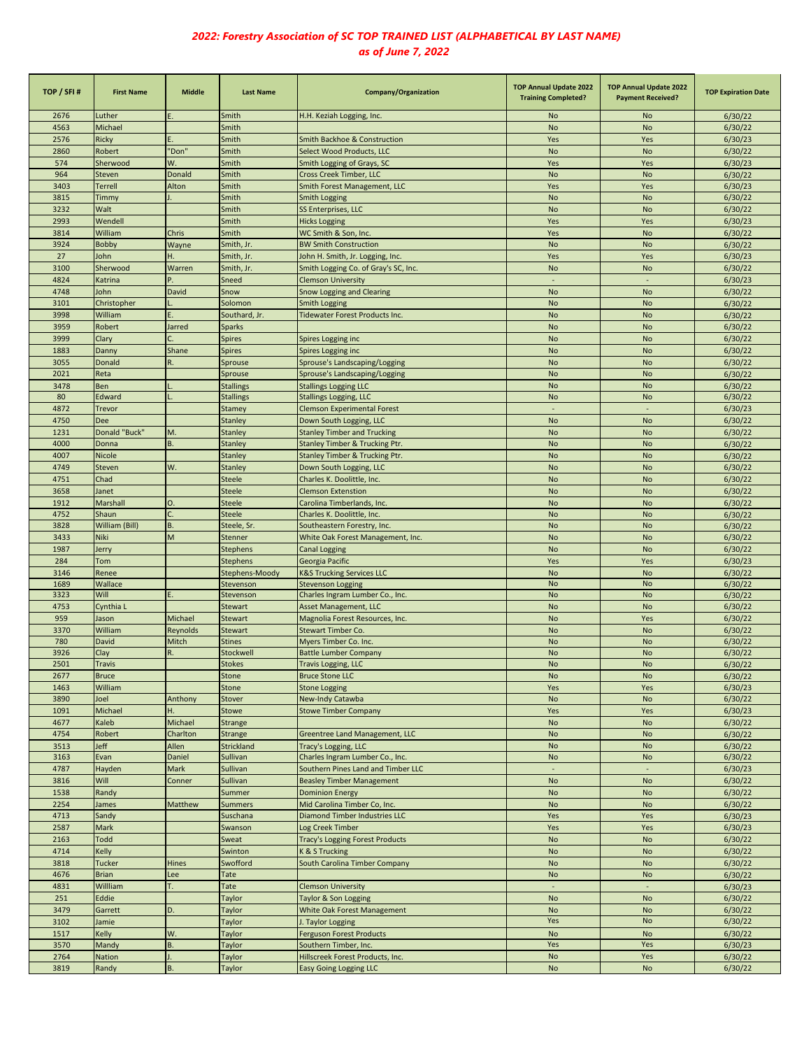## *2022: Forestry Association of SC TOP TRAINED LIST (ALPHABETICAL BY LAST NAME)*
## *as of June 7, 2022*

| TOP / SFI # | First Name | Middle | Last Name | Company/Organization | TOP Annual Update 2022 Training Completed? | TOP Annual Update 2022 Payment Received? | TOP Expiration Date |
|---|---|---|---|---|---|---|---|
| 2676 | Luther | E. | Smith | H.H. Keziah Logging, Inc. | No | No | 6/30/22 |
| 4563 | Michael | | Smith | | No | No | 6/30/22 |
| 2576 | Ricky | E. | Smith | Smith Backhoe & Construction | Yes | Yes | 6/30/23 |
| 2860 | Robert | "Don" | Smith | Select Wood Products, LLC | No | No | 6/30/22 |
| 574 | Sherwood | W. | Smith | Smith Logging of Grays, SC | Yes | Yes | 6/30/23 |
| 964 | Steven | Donald | Smith | Cross Creek Timber, LLC | No | No | 6/30/22 |
| 3403 | Terrell | Alton | Smith | Smith Forest Management, LLC | Yes | Yes | 6/30/23 |
| 3815 | Timmy | J. | Smith | Smith Logging | No | No | 6/30/22 |
| 3232 | Walt | | Smith | SS Enterprises, LLC | No | No | 6/30/22 |
| 2993 | Wendell | | Smith | Hicks Logging | Yes | Yes | 6/30/23 |
| 3814 | William | Chris | Smith | WC Smith & Son, Inc. | Yes | No | 6/30/22 |
| 3924 | Bobby | Wayne | Smith, Jr. | BW Smith Construction | No | No | 6/30/22 |
| 27 | John | H. | Smith, Jr. | John H. Smith, Jr. Logging, Inc. | Yes | Yes | 6/30/23 |
| 3100 | Sherwood | Warren | Smith, Jr. | Smith Logging Co. of Gray's SC, Inc. | No | No | 6/30/22 |
| 4824 | Katrina | P. | Sneed | Clemson University | - | - | 6/30/23 |
| 4748 | John | David | Snow | Snow Logging and Clearing | No | No | 6/30/22 |
| 3101 | Christopher | L. | Solomon | Smith Logging | No | No | 6/30/22 |
| 3998 | William | E. | Southard, Jr. | Tidewater Forest Products Inc. | No | No | 6/30/22 |
| 3959 | Robert | Jarred | Sparks | | No | No | 6/30/22 |
| 3999 | Clary | C. | Spires | Spires Logging inc | No | No | 6/30/22 |
| 1883 | Danny | Shane | Spires | Spires Logging inc | No | No | 6/30/22 |
| 3055 | Donald | R. | Sprouse | Sprouse's Landscaping/Logging | No | No | 6/30/22 |
| 2021 | Reta | | Sprouse | Sprouse's Landscaping/Logging | No | No | 6/30/22 |
| 3478 | Ben | L. | Stallings | Stallings Logging LLC | No | No | 6/30/22 |
| 80 | Edward | L. | Stallings | Stallings Logging, LLC | No | No | 6/30/22 |
| 4872 | Trevor | | Stamey | Clemson Experimental Forest | - | - | 6/30/23 |
| 4750 | Dee | | Stanley | Down South Logging, LLC | No | No | 6/30/22 |
| 1231 | Donald "Buck" | M. | Stanley | Stanley Timber and Trucking | No | No | 6/30/22 |
| 4000 | Donna | B. | Stanley | Stanley Timber & Trucking Ptr. | No | No | 6/30/22 |
| 4007 | Nicole | | Stanley | Stanley Timber & Trucking Ptr. | No | No | 6/30/22 |
| 4749 | Steven | W. | Stanley | Down South Logging, LLC | No | No | 6/30/22 |
| 4751 | Chad | | Steele | Charles K. Doolittle, Inc. | No | No | 6/30/22 |
| 3658 | Janet | | Steele | Clemson Extenstion | No | No | 6/30/22 |
| 1912 | Marshall | O. | Steele | Carolina Timberlands, Inc. | No | No | 6/30/22 |
| 4752 | Shaun | C. | Steele | Charles K. Doolittle, Inc. | No | No | 6/30/22 |
| 3828 | William (Bill) | B. | Steele, Sr. | Southeastern Forestry, Inc. | No | No | 6/30/22 |
| 3433 | Niki | M | Stenner | White Oak Forest Management, Inc. | No | No | 6/30/22 |
| 1987 | Jerry | | Stephens | Canal Logging | No | No | 6/30/22 |
| 284 | Tom | | Stephens | Georgia Pacific | Yes | Yes | 6/30/23 |
| 3146 | Renee | | Stephens-Moody | K&S Trucking Services LLC | No | No | 6/30/22 |
| 1689 | Wallace | | Stevenson | Stevenson Logging | No | No | 6/30/22 |
| 3323 | Will | E. | Stevenson | Charles Ingram Lumber Co., Inc. | No | No | 6/30/22 |
| 4753 | Cynthia L | | Stewart | Asset Management, LLC | No | No | 6/30/22 |
| 959 | Jason | Michael | Stewart | Magnolia Forest Resources, Inc. | No | Yes | 6/30/22 |
| 3370 | William | Reynolds | Stewart | Stewart Timber Co. | No | No | 6/30/22 |
| 780 | David | Mitch | Stines | Myers Timber Co. Inc. | No | No | 6/30/22 |
| 3926 | Clay | R. | Stockwell | Battle Lumber Company | No | No | 6/30/22 |
| 2501 | Travis | | Stokes | Travis Logging, LLC | No | No | 6/30/22 |
| 2677 | Bruce | | Stone | Bruce Stone LLC | No | No | 6/30/22 |
| 1463 | William | | Stone | Stone Logging | Yes | Yes | 6/30/23 |
| 3890 | Joel | Anthony | Stover | New-Indy Catawba | No | No | 6/30/22 |
| 1091 | Michael | H. | Stowe | Stowe Timber Company | Yes | Yes | 6/30/23 |
| 4677 | Kaleb | Michael | Strange | | No | No | 6/30/22 |
| 4754 | Robert | Charlton | Strange | Greentree Land Management, LLC | No | No | 6/30/22 |
| 3513 | Jeff | Allen | Strickland | Tracy's Logging, LLC | No | No | 6/30/22 |
| 3163 | Evan | Daniel | Sullivan | Charles Ingram Lumber Co., Inc. | No | No | 6/30/22 |
| 4787 | Hayden | Mark | Sullivan | Southern Pines Land and Timber LLC | - | - | 6/30/23 |
| 3816 | Will | Conner | Sullivan | Beasley Timber Management | No | No | 6/30/22 |
| 1538 | Randy | | Summer | Dominion Energy | No | No | 6/30/22 |
| 2254 | James | Matthew | Summers | Mid Carolina Timber Co, Inc. | No | No | 6/30/22 |
| 4713 | Sandy | | Suschana | Diamond Timber Industries LLC | Yes | Yes | 6/30/23 |
| 2587 | Mark | | Swanson | Log Creek Timber | Yes | Yes | 6/30/23 |
| 2163 | Todd | | Sweat | Tracy's Logging Forest Products | No | No | 6/30/22 |
| 4714 | Kelly | | Swinton | K & S Trucking | No | No | 6/30/22 |
| 3818 | Tucker | Hines | Swofford | South Carolina Timber Company | No | No | 6/30/22 |
| 4676 | Brian | Lee | Tate | | No | No | 6/30/22 |
| 4831 | Willliam | T. | Tate | Clemson University | - | - | 6/30/23 |
| 251 | Eddie | | Taylor | Taylor & Son Logging | No | No | 6/30/22 |
| 3479 | Garrett | D. | Taylor | White Oak Forest Management | No | No | 6/30/22 |
| 3102 | Jamie | | Taylor | J. Taylor Logging | Yes | No | 6/30/22 |
| 1517 | Kelly | W. | Taylor | Ferguson Forest Products | No | No | 6/30/22 |
| 3570 | Mandy | B. | Taylor | Southern Timber, Inc. | Yes | Yes | 6/30/23 |
| 2764 | Nation | J. | Taylor | Hillscreek Forest Products, Inc. | No | Yes | 6/30/22 |
| 3819 | Randy | B. | Taylor | Easy Going Logging LLC | No | No | 6/30/22 |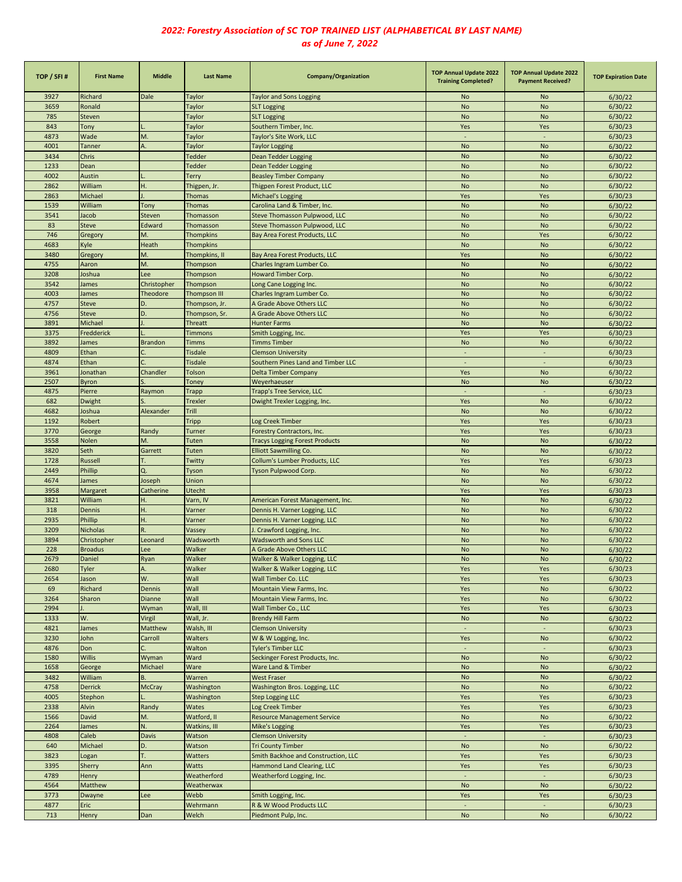*2022: Forestry Association of SC TOP TRAINED LIST (ALPHABETICAL BY LAST NAME)*
*as of June 7, 2022*

| TOP / SFI # | First Name | Middle | Last Name | Company/Organization | TOP Annual Update 2022 Training Completed? | TOP Annual Update 2022 Payment Received? | TOP Expiration Date |
|---|---|---|---|---|---|---|---|
| 3927 | Richard | Dale | Taylor | Taylor and Sons Logging | No | No | 6/30/22 |
| 3659 | Ronald | | Taylor | SLT Logging | No | No | 6/30/22 |
| 785 | Steven | | Taylor | SLT Logging | No | No | 6/30/22 |
| 843 | Tony | L. | Taylor | Southern Timber, Inc. | Yes | Yes | 6/30/23 |
| 4873 | Wade | M. | Taylor | Taylor's Site Work, LLC | - | - | 6/30/23 |
| 4001 | Tanner | A. | Taylor | Taylor Logging | No | No | 6/30/22 |
| 3434 | Chris | | Tedder | Dean Tedder Logging | No | No | 6/30/22 |
| 1233 | Dean | | Tedder | Dean Tedder Logging | No | No | 6/30/22 |
| 4002 | Austin | L. | Terry | Beasley Timber Company | No | No | 6/30/22 |
| 2862 | William | H. | Thigpen, Jr. | Thigpen Forest Product, LLC | No | No | 6/30/22 |
| 2863 | Michael | J. | Thomas | Michael's Logging | Yes | Yes | 6/30/23 |
| 1539 | William | Tony | Thomas | Carolina Land & Timber, Inc. | No | No | 6/30/22 |
| 3541 | Jacob | Steven | Thomasson | Steve Thomasson Pulpwood, LLC | No | No | 6/30/22 |
| 83 | Steve | Edward | Thomasson | Steve Thomasson Pulpwood, LLC | No | No | 6/30/22 |
| 746 | Gregory | M. | Thompkins | Bay Area Forest Products, LLC | No | Yes | 6/30/22 |
| 4683 | Kyle | Heath | Thompkins | | No | No | 6/30/22 |
| 3480 | Gregory | M. | Thompkins, II | Bay Area Forest Products, LLC | Yes | No | 6/30/22 |
| 4755 | Aaron | M. | Thompson | Charles Ingram Lumber Co. | No | No | 6/30/22 |
| 3208 | Joshua | Lee | Thompson | Howard Timber Corp. | No | No | 6/30/22 |
| 3542 | James | Christopher | Thompson | Long Cane Logging Inc. | No | No | 6/30/22 |
| 4003 | James | Theodore | Thompson III | Charles Ingram Lumber Co. | No | No | 6/30/22 |
| 4757 | Steve | D. | Thompson, Jr. | A Grade Above Others LLC | No | No | 6/30/22 |
| 4756 | Steve | D. | Thompson, Sr. | A Grade Above Others LLC | No | No | 6/30/22 |
| 3891 | Michael | J. | Threatt | Hunter Farms | No | No | 6/30/22 |
| 3375 | Fredderick | L. | Timmons | Smith Logging, Inc. | Yes | Yes | 6/30/23 |
| 3892 | James | Brandon | Timms | Timms Timber | No | No | 6/30/22 |
| 4809 | Ethan | C. | Tisdale | Clemson University | - | - | 6/30/23 |
| 4874 | Ethan | C. | Tisdale | Southern Pines Land and Timber LLC | - | - | 6/30/23 |
| 3961 | Jonathan | Chandler | Tolson | Delta Timber Company | Yes | No | 6/30/22 |
| 2507 | Byron | S. | Toney | Weyerhaeuser | No | No | 6/30/22 |
| 4875 | Pierre | Raymon | Trapp | Trapp's Tree Service, LLC | - | - | 6/30/23 |
| 682 | Dwight | S. | Trexler | Dwight Trexler Logging, Inc. | Yes | No | 6/30/22 |
| 4682 | Joshua | Alexander | Trill | | No | No | 6/30/22 |
| 1192 | Robert | | Tripp | Log Creek Timber | Yes | Yes | 6/30/23 |
| 3770 | George | Randy | Turner | Forestry Contractors, Inc. | Yes | Yes | 6/30/23 |
| 3558 | Nolen | M. | Tuten | Tracys Logging Forest Products | No | No | 6/30/22 |
| 3820 | Seth | Garrett | Tuten | Elliott Sawmilling Co. | No | No | 6/30/22 |
| 1728 | Russell | T. | Twitty | Collum's Lumber Products, LLC | Yes | Yes | 6/30/23 |
| 2449 | Phillip | Q. | Tyson | Tyson Pulpwood Corp. | No | No | 6/30/22 |
| 4674 | James | Joseph | Union | | No | No | 6/30/22 |
| 3958 | Margaret | Catherine | Utecht | | Yes | Yes | 6/30/23 |
| 3821 | William | H. | Varn, IV | American Forest Management, Inc. | No | No | 6/30/22 |
| 318 | Dennis | H. | Varner | Dennis H. Varner Logging, LLC | No | No | 6/30/22 |
| 2935 | Phillip | H. | Varner | Dennis H. Varner Logging, LLC | No | No | 6/30/22 |
| 3209 | Nicholas | R. | Vassey | J. Crawford Logging, Inc. | No | No | 6/30/22 |
| 3894 | Christopher | Leonard | Wadsworth | Wadsworth and Sons LLC | No | No | 6/30/22 |
| 228 | Broadus | Lee | Walker | A Grade Above Others LLC | No | No | 6/30/22 |
| 2679 | Daniel | Ryan | Walker | Walker & Walker Logging, LLC | No | No | 6/30/22 |
| 2680 | Tyler | A. | Walker | Walker & Walker Logging, LLC | Yes | Yes | 6/30/23 |
| 2654 | Jason | W. | Wall | Wall Timber Co. LLC | Yes | Yes | 6/30/23 |
| 69 | Richard | Dennis | Wall | Mountain View Farms, Inc. | Yes | No | 6/30/22 |
| 3264 | Sharon | Dianne | Wall | Mountain View Farms, Inc. | Yes | No | 6/30/22 |
| 2994 | J. | Wyman | Wall, III | Wall Timber Co., LLC | Yes | Yes | 6/30/23 |
| 1333 | W. | Virgil | Wall, Jr. | Brendy Hill Farm | No | No | 6/30/22 |
| 4821 | James | Matthew | Walsh, III | Clemson University | - | - | 6/30/23 |
| 3230 | John | Carroll | Walters | W & W Logging, Inc. | Yes | No | 6/30/22 |
| 4876 | Don | C. | Walton | Tyler's Timber LLC | - | - | 6/30/23 |
| 1580 | Willis | Wyman | Ward | Seckinger Forest Products, Inc. | No | No | 6/30/22 |
| 1658 | George | Michael | Ware | Ware Land & Timber | No | No | 6/30/22 |
| 3482 | William | B. | Warren | West Fraser | No | No | 6/30/22 |
| 4758 | Derrick | McCray | Washington | Washington Bros. Logging, LLC | No | No | 6/30/22 |
| 4005 | Stephon | L. | Washington | Step Logging LLC | Yes | Yes | 6/30/23 |
| 2338 | Alvin | Randy | Wates | Log Creek Timber | Yes | Yes | 6/30/23 |
| 1566 | David | M. | Watford, II | Resource Management Service | No | No | 6/30/22 |
| 2264 | James | N. | Watkins, III | Mike's Logging | Yes | Yes | 6/30/23 |
| 4808 | Caleb | Davis | Watson | Clemson University | - | - | 6/30/23 |
| 640 | Michael | D. | Watson | Tri County Timber | No | No | 6/30/22 |
| 3823 | Logan | T. | Watters | Smith Backhoe and Construction, LLC | Yes | Yes | 6/30/23 |
| 3395 | Sherry | Ann | Watts | Hammond Land Clearing, LLC | Yes | Yes | 6/30/23 |
| 4789 | Henry | | Weatherford | Weatherford Logging, Inc. | - | - | 6/30/23 |
| 4564 | Matthew | | Weatherwax | | No | No | 6/30/22 |
| 3773 | Dwayne | Lee | Webb | Smith Logging, Inc. | Yes | Yes | 6/30/23 |
| 4877 | Eric | | Wehrmann | R & W Wood Products LLC | - | - | 6/30/23 |
| 713 | Henry | Dan | Welch | Piedmont Pulp, Inc. | No | No | 6/30/22 |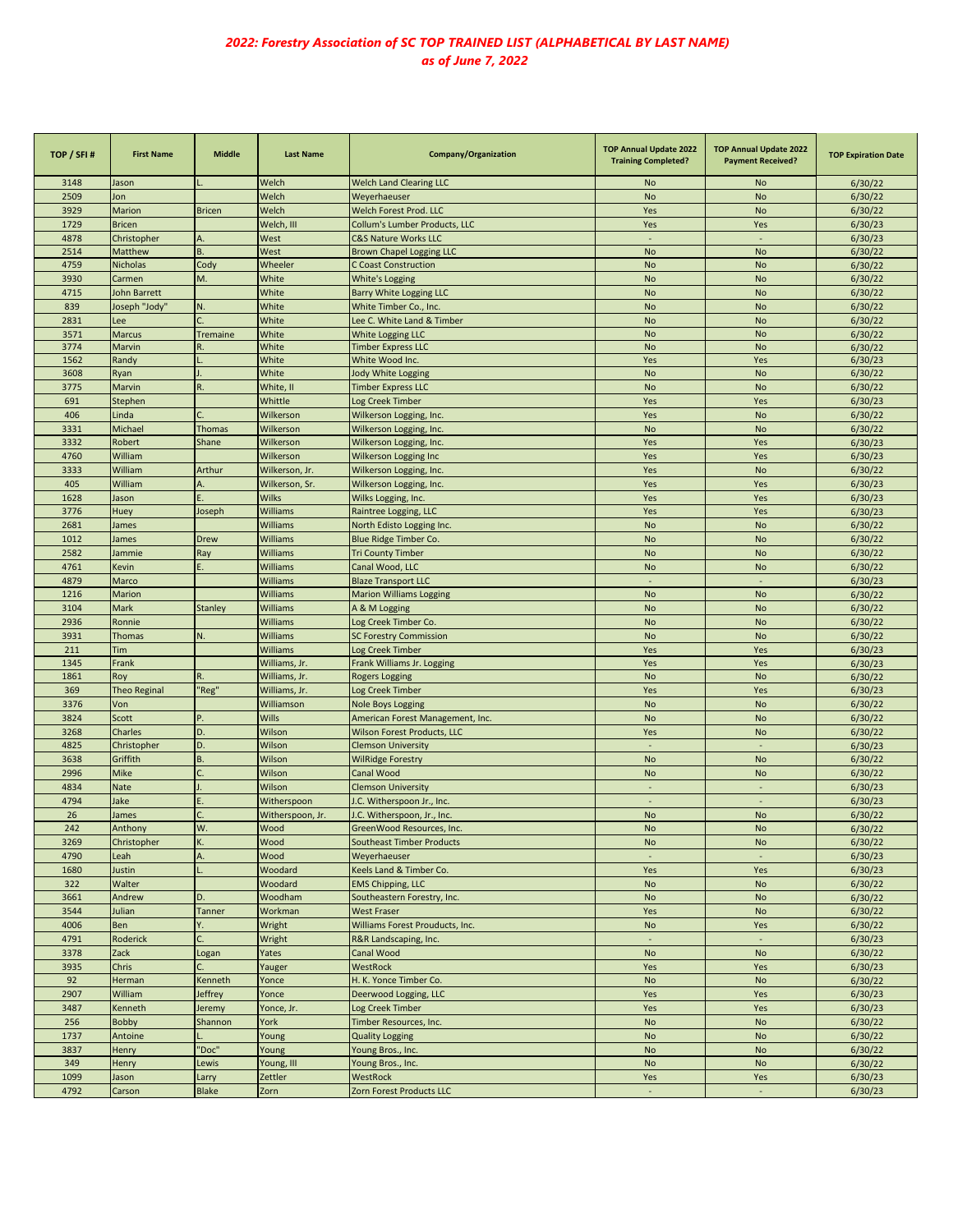## *2022: Forestry Association of SC TOP TRAINED LIST (ALPHABETICAL BY LAST NAME)*
## *as of June 7, 2022*

| TOP / SFI # | First Name | Middle | Last Name | Company/Organization | TOP Annual Update 2022 Training Completed? | TOP Annual Update 2022 Payment Received? | TOP Expiration Date |
|---|---|---|---|---|---|---|---|
| 3148 | Jason | L. | Welch | Welch Land Clearing LLC | No | No | 6/30/22 |
| 2509 | Jon | | Welch | Weyerhaeuser | No | No | 6/30/22 |
| 3929 | Marion | Bricen | Welch | Welch Forest Prod. LLC | Yes | No | 6/30/22 |
| 1729 | Bricen | | Welch, III | Collum's Lumber Products, LLC | Yes | Yes | 6/30/23 |
| 4878 | Christopher | A. | West | C&S Nature Works LLC | - | - | 6/30/23 |
| 2514 | Matthew | B. | West | Brown Chapel Logging LLC | No | No | 6/30/22 |
| 4759 | Nicholas | Cody | Wheeler | C Coast Construction | No | No | 6/30/22 |
| 3930 | Carmen | M. | White | White's Logging | No | No | 6/30/22 |
| 4715 | John Barrett | | White | Barry White Logging LLC | No | No | 6/30/22 |
| 839 | Joseph "Jody" | N. | White | White Timber Co., Inc. | No | No | 6/30/22 |
| 2831 | Lee | C. | White | Lee C. White Land & Timber | No | No | 6/30/22 |
| 3571 | Marcus | Tremaine | White | White Logging LLC | No | No | 6/30/22 |
| 3774 | Marvin | R. | White | Timber Express LLC | No | No | 6/30/22 |
| 1562 | Randy | L. | White | White Wood Inc. | Yes | Yes | 6/30/23 |
| 3608 | Ryan | J. | White | Jody White Logging | No | No | 6/30/22 |
| 3775 | Marvin | R. | White, II | Timber Express LLC | No | No | 6/30/22 |
| 691 | Stephen | | Whittle | Log Creek Timber | Yes | Yes | 6/30/23 |
| 406 | Linda | C. | Wilkerson | Wilkerson Logging, Inc. | Yes | No | 6/30/22 |
| 3331 | Michael | Thomas | Wilkerson | Wilkerson Logging, Inc. | No | No | 6/30/22 |
| 3332 | Robert | Shane | Wilkerson | Wilkerson Logging, Inc. | Yes | Yes | 6/30/23 |
| 4760 | William | | Wilkerson | Wilkerson Logging Inc | Yes | Yes | 6/30/23 |
| 3333 | William | Arthur | Wilkerson, Jr. | Wilkerson Logging, Inc. | Yes | No | 6/30/22 |
| 405 | William | A. | Wilkerson, Sr. | Wilkerson Logging, Inc. | Yes | Yes | 6/30/23 |
| 1628 | Jason | E. | Wilks | Wilks Logging, Inc. | Yes | Yes | 6/30/23 |
| 3776 | Huey | Joseph | Williams | Raintree Logging, LLC | Yes | Yes | 6/30/23 |
| 2681 | James | | Williams | North Edisto Logging Inc. | No | No | 6/30/22 |
| 1012 | James | Drew | Williams | Blue Ridge Timber Co. | No | No | 6/30/22 |
| 2582 | Jammie | Ray | Williams | Tri County Timber | No | No | 6/30/22 |
| 4761 | Kevin | E. | Williams | Canal Wood, LLC | No | No | 6/30/22 |
| 4879 | Marco | | Williams | Blaze Transport LLC | - | - | 6/30/23 |
| 1216 | Marion | | Williams | Marion Williams Logging | No | No | 6/30/22 |
| 3104 | Mark | Stanley | Williams | A & M Logging | No | No | 6/30/22 |
| 2936 | Ronnie | | Williams | Log Creek Timber Co. | No | No | 6/30/22 |
| 3931 | Thomas | N. | Williams | SC Forestry Commission | No | No | 6/30/22 |
| 211 | Tim | | Williams | Log Creek Timber | Yes | Yes | 6/30/23 |
| 1345 | Frank | | Williams, Jr. | Frank Williams Jr. Logging | Yes | Yes | 6/30/23 |
| 1861 | Roy | R. | Williams, Jr. | Rogers Logging | No | No | 6/30/22 |
| 369 | Theo Reginal | "Reg" | Williams, Jr. | Log Creek Timber | Yes | Yes | 6/30/23 |
| 3376 | Von | | Williamson | Nole Boys Logging | No | No | 6/30/22 |
| 3824 | Scott | P. | Wills | American Forest Management, Inc. | No | No | 6/30/22 |
| 3268 | Charles | D. | Wilson | Wilson Forest Products, LLC | Yes | No | 6/30/22 |
| 4825 | Christopher | D. | Wilson | Clemson University | - | - | 6/30/23 |
| 3638 | Griffith | B. | Wilson | WilRidge Forestry | No | No | 6/30/22 |
| 2996 | Mike | C. | Wilson | Canal Wood | No | No | 6/30/22 |
| 4834 | Nate | J. | Wilson | Clemson University | - | - | 6/30/23 |
| 4794 | Jake | E. | Witherspoon | J.C. Witherspoon Jr., Inc. | - | - | 6/30/23 |
| 26 | James | C. | Witherspoon, Jr. | J.C. Witherspoon, Jr., Inc. | No | No | 6/30/22 |
| 242 | Anthony | W. | Wood | GreenWood Resources, Inc. | No | No | 6/30/22 |
| 3269 | Christopher | K. | Wood | Southeast Timber Products | No | No | 6/30/22 |
| 4790 | Leah | A. | Wood | Weyerhaeuser | - | - | 6/30/23 |
| 1680 | Justin | L. | Woodard | Keels Land & Timber Co. | Yes | Yes | 6/30/23 |
| 322 | Walter | | Woodard | EMS Chipping, LLC | No | No | 6/30/22 |
| 3661 | Andrew | D. | Woodham | Southeastern Forestry, Inc. | No | No | 6/30/22 |
| 3544 | Julian | Tanner | Workman | West Fraser | Yes | No | 6/30/22 |
| 4006 | Ben | Y. | Wright | Williams Forest Prouducts, Inc. | No | Yes | 6/30/22 |
| 4791 | Roderick | C. | Wright | R&R Landscaping, Inc. | - | - | 6/30/23 |
| 3378 | Zack | Logan | Yates | Canal Wood | No | No | 6/30/22 |
| 3935 | Chris | C. | Yauger | WestRock | Yes | Yes | 6/30/23 |
| 92 | Herman | Kenneth | Yonce | H. K. Yonce Timber Co. | No | No | 6/30/22 |
| 2907 | William | Jeffrey | Yonce | Deerwood Logging, LLC | Yes | Yes | 6/30/23 |
| 3487 | Kenneth | Jeremy | Yonce, Jr. | Log Creek Timber | Yes | Yes | 6/30/23 |
| 256 | Bobby | Shannon | York | Timber Resources, Inc. | No | No | 6/30/22 |
| 1737 | Antoine | L. | Young | Quality Logging | No | No | 6/30/22 |
| 3837 | Henry | "Doc" | Young | Young Bros., Inc. | No | No | 6/30/22 |
| 349 | Henry | Lewis | Young, III | Young Bros., Inc. | No | No | 6/30/22 |
| 1099 | Jason | Larry | Zettler | WestRock | Yes | Yes | 6/30/23 |
| 4792 | Carson | Blake | Zorn | Zorn Forest Products LLC | - | - | 6/30/23 |